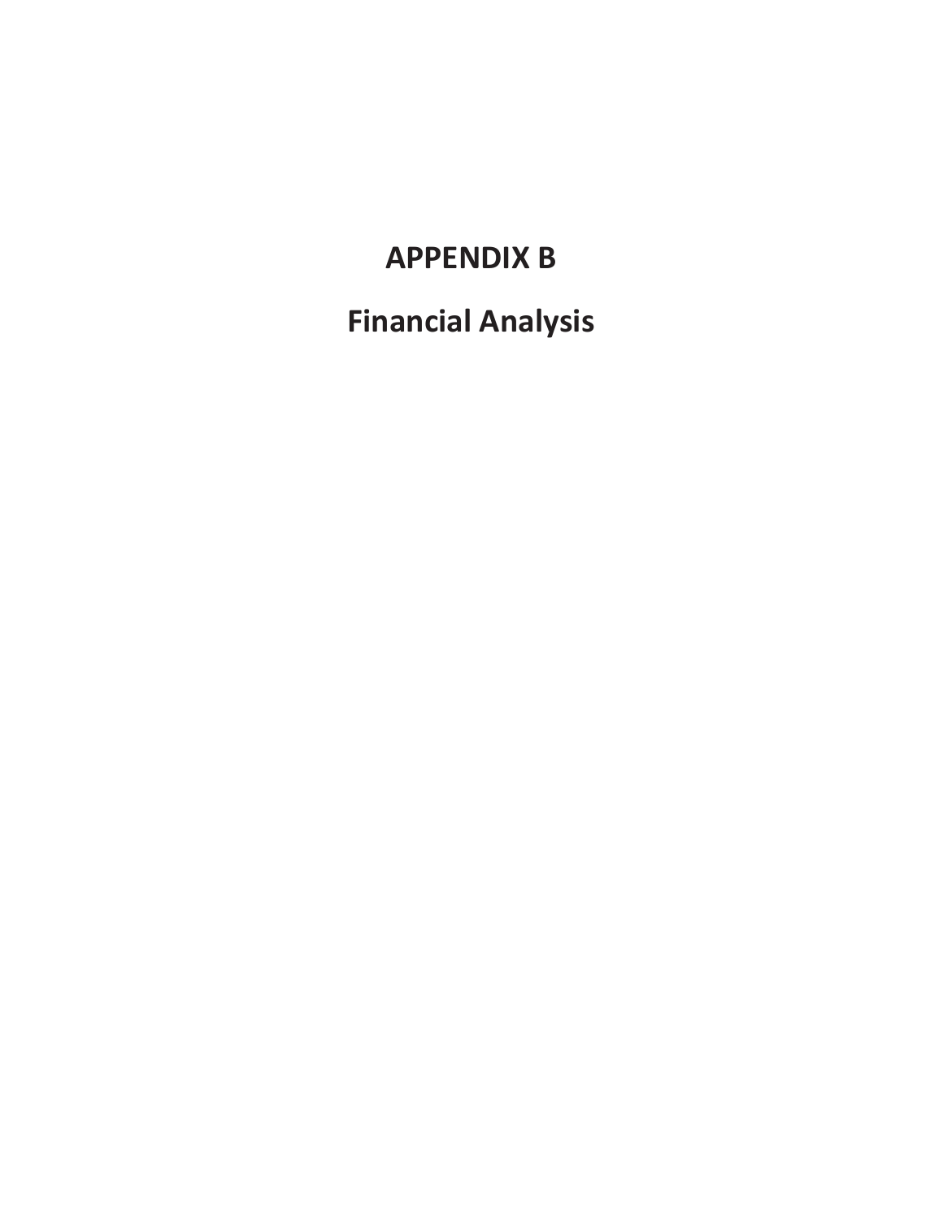# APPENDIX B

# Financial Analysis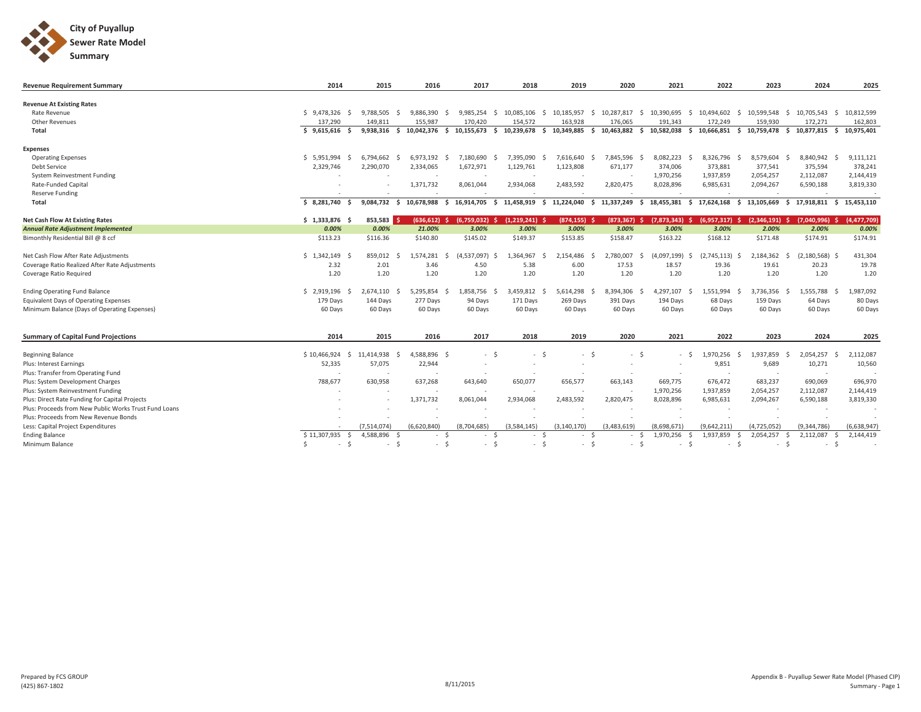# City of Puyallup
## Sewer Rate Model
### Summary

| Revenue Requirement Summary | 2014 | 2015 | 2016 | 2017 | 2018 | 2019 | 2020 | 2021 | 2022 | 2023 | 2024 | 2025 |
|---|---|---|---|---|---|---|---|---|---|---|---|---|
| **Revenue At Existing Rates** | | | | | | | | | | | | |
| Rate Revenue | $ 9,478,326 | $ 9,788,505 | $ 9,886,390 | $ 9,985,254 | $ 10,085,106 | $ 10,185,957 | $ 10,287,817 | $ 10,390,695 | $ 10,494,602 | $ 10,599,548 | $ 10,705,543 | $ 10,812,599 |
| Other Revenues | 137,290 | 149,811 | 155,987 | 170,420 | 154,572 | 163,928 | 176,065 | 191,343 | 172,249 | 159,930 | 172,271 | 162,803 |
| **Total** | **$ 9,615,616** | **$ 9,938,316** | **$ 10,042,376** | **$ 10,155,673** | **$ 10,239,678** | **$ 10,349,885** | **$ 10,463,882** | **$ 10,582,038** | **$ 10,666,851** | **$ 10,759,478** | **$ 10,877,815** | **$ 10,975,401** |
| **Expenses** | | | | | | | | | | | | |
| Operating Expenses | $ 5,951,994 | $ 6,794,662 | $ 6,973,192 | $ 7,180,690 | $ 7,395,090 | $ 7,616,640 | $ 7,845,596 | $ 8,082,223 | $ 8,326,796 | $ 8,579,604 | $ 8,840,942 | $ 9,111,121 |
| Debt Service | 2,329,746 | 2,290,070 | 2,334,065 | 1,672,971 | 1,129,761 | 1,123,808 | 671,177 | 374,006 | 373,881 | 377,541 | 375,594 | 378,241 |
| System Reinvestment Funding | - | - | - | - | - | - | - | 1,970,256 | 1,937,859 | 2,054,257 | 2,112,087 | 2,144,419 |
| Rate-Funded Capital | - | - | 1,371,732 | 8,061,044 | 2,934,068 | 2,483,592 | 2,820,475 | 8,028,896 | 6,985,631 | 2,094,267 | 6,590,188 | 3,819,330 |
| Reserve Funding | - | - | - | - | - | - | - | - | - | - | - | - |
| **Total** | **$ 8,281,740** | **$ 9,084,732** | **$ 10,678,988** | **$ 16,914,705** | **$ 11,458,919** | **$ 11,224,040** | **$ 11,337,249** | **$ 18,455,381** | **$ 17,624,168** | **$ 13,105,669** | **$ 17,918,811** | **$ 15,453,110** |
| **Net Cash Flow At Existing Rates** | **$ 1,333,876** | **$ 853,583** | **$ (636,612)** | **$ (6,759,032)** | **$ (1,219,241)** | **$ (874,155)** | **$ (873,367)** | **$ (7,873,343)** | **$ (6,957,317)** | **$ (2,346,191)** | **$ (7,040,996)** | **$ (4,477,709)** |
| ***Annual Rate Adjustment Implemented*** | ***0.00%*** | ***0.00%*** | ***21.00%*** | ***3.00%*** | ***3.00%*** | ***3.00%*** | ***3.00%*** | ***3.00%*** | ***3.00%*** | ***2.00%*** | ***2.00%*** | ***0.00%*** |
| Bimonthly Residential Bill @ 8 ccf | $113.23 | $116.36 | $140.80 | $145.02 | $149.37 | $153.85 | $158.47 | $163.22 | $168.12 | $171.48 | $174.91 | $174.91 |
| Net Cash Flow After Rate Adjustments | $ 1,342,149 | $ 859,012 | $ 1,574,281 | $ (4,537,097) | $ 1,364,967 | $ 2,154,486 | $ 2,780,007 | $ (4,097,199) | $ (2,745,113) | $ 2,184,362 | $ (2,180,568) | $ 431,304 |
| Coverage Ratio Realized After Rate Adjustments | 2.32 | 2.01 | 3.46 | 4.50 | 5.38 | 6.00 | 17.53 | 18.57 | 19.36 | 19.61 | 20.23 | 19.78 |
| Coverage Ratio Required | 1.20 | 1.20 | 1.20 | 1.20 | 1.20 | 1.20 | 1.20 | 1.20 | 1.20 | 1.20 | 1.20 | 1.20 |
| Ending Operating Fund Balance | $ 2,919,196 | $ 2,674,110 | $ 5,295,854 | $ 1,858,756 | $ 3,459,812 | $ 5,614,298 | $ 8,394,306 | $ 4,297,107 | $ 1,551,994 | $ 3,736,356 | $ 1,555,788 | $ 1,987,092 |
| Equivalent Days of Operating Expenses | 179 Days | 144 Days | 277 Days | 94 Days | 171 Days | 269 Days | 391 Days | 194 Days | 68 Days | 159 Days | 64 Days | 80 Days |
| Minimum Balance (Days of Operating Expenses) | 60 Days | 60 Days | 60 Days | 60 Days | 60 Days | 60 Days | 60 Days | 60 Days | 60 Days | 60 Days | 60 Days | 60 Days |

| Summary of Capital Fund Projections | 2014 | 2015 | 2016 | 2017 | 2018 | 2019 | 2020 | 2021 | 2022 | 2023 | 2024 | 2025 |
|---|---|---|---|---|---|---|---|---|---|---|---|---|
| Beginning Balance | $ 10,466,924 | $ 11,414,938 | $ 4,588,896 | $ - | $ - | $ - | $ - | $ - | $ 1,970,256 | $ 1,937,859 | $ 2,054,257 | $ 2,112,087 |
| Plus: Interest Earnings | 52,335 | 57,075 | 22,944 | - | - | - | - | - | 9,851 | 9,689 | 10,271 | 10,560 |
| Plus: Transfer from Operating Fund | - | - | - | - | - | - | - | - | - | - | - | - |
| Plus: System Development Charges | 788,677 | 630,958 | 637,268 | 643,640 | 650,077 | 656,577 | 663,143 | 669,775 | 676,472 | 683,237 | 690,069 | 696,970 |
| Plus: System Reinvestment Funding | - | - | - | - | - | - | - | 1,970,256 | 1,937,859 | 2,054,257 | 2,112,087 | 2,144,419 |
| Plus: Direct Rate Funding for Capital Projects | - | - | 1,371,732 | 8,061,044 | 2,934,068 | 2,483,592 | 2,820,475 | 8,028,896 | 6,985,631 | 2,094,267 | 6,590,188 | 3,819,330 |
| Plus: Proceeds from New Public Works Trust Fund Loans | - | - | - | - | - | - | - | - | - | - | - | - |
| Plus: Proceeds from New Revenue Bonds | - | - | - | - | - | - | - | - | - | - | - | - |
| Less: Capital Project Expenditures | - | (7,514,074) | (6,620,840) | (8,704,685) | (3,584,145) | (3,140,170) | (3,483,619) | (8,698,671) | (9,642,211) | (4,725,052) | (9,344,786) | (6,638,947) |
| Ending Balance | $ 11,307,935 | $ 4,588,896 | $ - | $ - | $ - | $ - | $ - | $ 1,970,256 | $ 1,937,859 | $ 2,054,257 | $ 2,112,087 | $ 2,144,419 |
| Minimum Balance | $ - | $ - | $ - | $ - | $ - | $ - | $ - | $ - | $ - | $ - | $ - | - |

Prepared by FCS GROUP
(425) 867-1802

8/11/2015

Appendix B - Puyallup Sewer Rate Model (Phased CIP)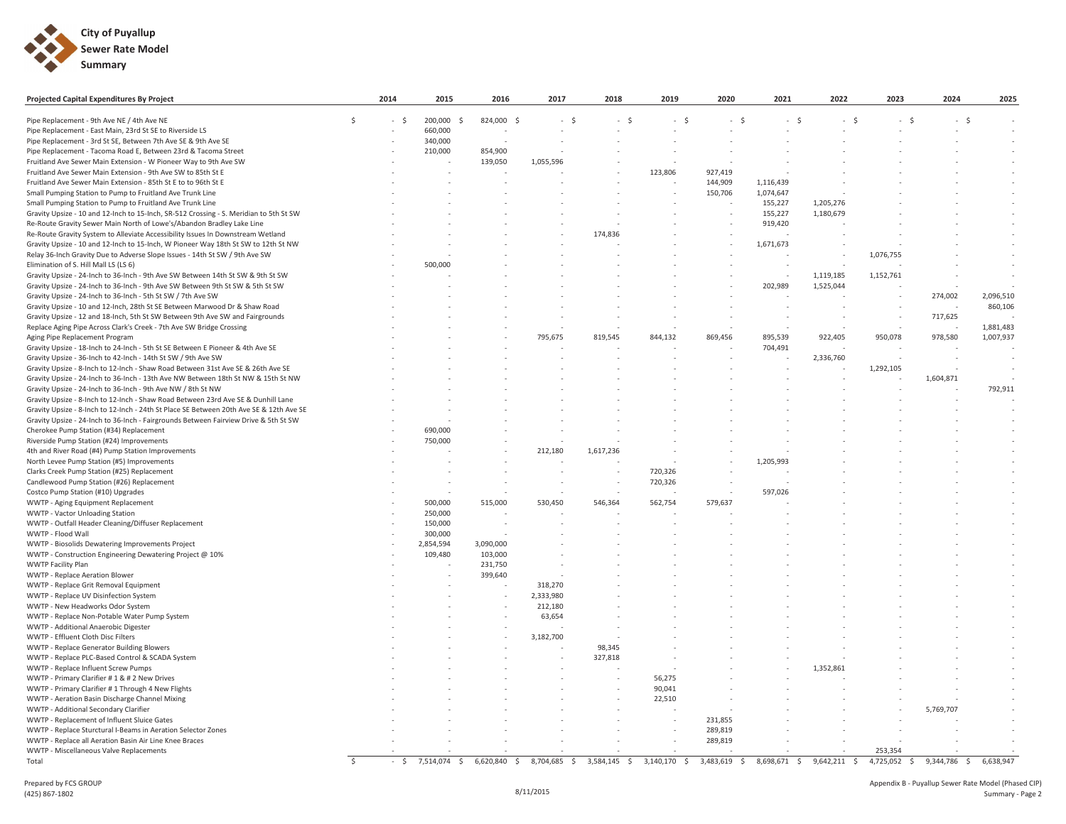**City of Puyallup**
**Sewer Rate Model**
**Summary**

| Projected Capital Expenditures By Project | 2014 | 2015 | 2016 | 2017 | 2018 | 2019 | 2020 | 2021 | 2022 | 2023 | 2024 | 2025 |
|---|---|---|---|---|---|---|---|---|---|---|---|---|
| Pipe Replacement - 9th Ave NE / 4th Ave NE | $ - | $ 200,000 | $ 824,000 | $ - | $ - | $ - | $ - | $ - | $ - | $ - | $ - | $ - |
| Pipe Replacement - East Main, 23rd St SE to Riverside LS | - | 660,000 | - | - | - | - | - | - | - | - | - | - |
| Pipe Replacement - 3rd St SE, Between 7th Ave SE & 9th Ave SE | - | 340,000 | - | - | - | - | - | - | - | - | - | - |
| Pipe Replacement - Tacoma Road E, Between 23rd & Tacoma Street | - | 210,000 | 854,900 | - | - | - | - | - | - | - | - | - |
| Fruitland Ave Sewer Main Extension - W Pioneer Way to 9th Ave SW | - | - | 139,050 | 1,055,596 | - | - | - | - | - | - | - | - |
| Fruitland Ave Sewer Main Extension - 9th Ave SW to 85th St E | - | - | - | - | - | 123,806 | 927,419 | - | - | - | - | - |
| Fruitland Ave Sewer Main Extension - 85th St E to to 96th St E | - | - | - | - | - | - | 144,909 | 1,116,439 | - | - | - | - |
| Small Pumping Station to Pump to Fruitland Ave Trunk Line | - | - | - | - | - | - | 150,706 | 1,074,647 | - | - | - | - |
| Small Pumping Station to Pump to Fruitland Ave Trunk Line | - | - | - | - | - | - | - | 155,227 | 1,205,276 | - | - | - |
| Gravity Upsize - 10 and 12-Inch to 15-Inch, SR-512 Crossing - S. Meridian to 5th St SW | - | - | - | - | - | - | - | 155,227 | 1,180,679 | - | - | - |
| Re-Route Gravity Sewer Main North of Lowe's/Abandon Bradley Lake Line | - | - | - | - | - | - | - | 919,420 | - | - | - | - |
| Re-Route Gravity System to Alleviate Accessibility Issues In Downstream Wetland | - | - | - | - | 174,836 | - | - | - | - | - | - | - |
| Gravity Upsize - 10 and 12-Inch to 15-Inch, W Pioneer Way 18th St SW to 12th St NW | - | - | - | - | - | - | - | 1,671,673 | - | - | - | - |
| Relay 36-Inch Gravity Due to Adverse Slope Issues - 14th St SW / 9th Ave SW | - | - | - | - | - | - | - | - | - | 1,076,755 | - | - |
| Elimination of S. Hill Mall LS (LS 6) | - | 500,000 | - | - | - | - | - | - | - | - | - | - |
| Gravity Upsize - 24-Inch to 36-Inch - 9th Ave SW Between 14th St SW & 9th St SW | - | - | - | - | - | - | - | - | 1,119,185 | 1,152,761 | - | - |
| Gravity Upsize - 24-Inch to 36-Inch - 9th Ave SW Between 9th St SW & 5th St SW | - | - | - | - | - | - | - | 202,989 | 1,525,044 | - | - | - |
| Gravity Upsize - 24-Inch to 36-Inch - 5th St SW / 7th Ave SW | - | - | - | - | - | - | - | - | - | - | 274,002 | 2,096,510 |
| Gravity Upsize - 10 and 12-Inch, 28th St SE Between Marwood Dr & Shaw Road | - | - | - | - | - | - | - | - | - | - | - | 860,106 |
| Gravity Upsize - 12 and 18-Inch, 5th St SW Between 9th Ave SW and Fairgrounds | - | - | - | - | - | - | - | - | - | - | 717,625 | - |
| Replace Aging Pipe Across Clark's Creek - 7th Ave SW Bridge Crossing | - | - | - | - | - | - | - | - | - | - | - | 1,881,483 |
| Aging Pipe Replacement Program | - | - | - | 795,675 | 819,545 | 844,132 | 869,456 | 895,539 | 922,405 | 950,078 | 978,580 | 1,007,937 |
| Gravity Upsize - 18-Inch to 24-Inch - 5th St SE Between E Pioneer & 4th Ave SE | - | - | - | - | - | - | - | 704,491 | - | - | - | - |
| Gravity Upsize - 36-Inch to 42-Inch - 14th St SW / 9th Ave SW | - | - | - | - | - | - | - | - | 2,336,760 | - | - | - |
| Gravity Upsize - 8-Inch to 12-Inch - Shaw Road Between 31st Ave SE & 26th Ave SE | - | - | - | - | - | - | - | - | - | 1,292,105 | - | - |
| Gravity Upsize - 24-Inch to 36-Inch - 13th Ave NW Between 18th St NW & 15th St NW | - | - | - | - | - | - | - | - | - | - | 1,604,871 | - |
| Gravity Upsize - 24-Inch to 36-Inch - 9th Ave NW / 8th St NW | - | - | - | - | - | - | - | - | - | - | - | 792,911 |
| Gravity Upsize - 8-Inch to 12-Inch - Shaw Road Between 23rd Ave SE & Dunhill Lane | - | - | - | - | - | - | - | - | - | - | - | - |
| Gravity Upsize - 8-Inch to 12-Inch - 24th St Place SE Between 20th Ave SE & 12th Ave SE | - | - | - | - | - | - | - | - | - | - | - | - |
| Gravity Upsize - 24-Inch to 36-Inch - Fairgrounds Between Fairview Drive & 5th St SW | - | - | - | - | - | - | - | - | - | - | - | - |
| Cherokee Pump Station (#34) Replacement | - | 690,000 | - | - | - | - | - | - | - | - | - | - |
| Riverside Pump Station (#24) Improvements | - | 750,000 | - | - | - | - | - | - | - | - | - | - |
| 4th and River Road (#4) Pump Station Improvements | - | - | - | 212,180 | 1,617,236 | - | - | - | - | - | - | - |
| North Levee Pump Station (#5) Improvements | - | - | - | - | - | - | - | 1,205,993 | - | - | - | - |
| Clarks Creek Pump Station (#25) Replacement | - | - | - | - | - | 720,326 | - | - | - | - | - | - |
| Candlewood Pump Station (#26) Replacement | - | - | - | - | - | 720,326 | - | - | - | - | - | - |
| Costco Pump Station (#10) Upgrades | - | - | - | - | - | - | - | 597,026 | - | - | - | - |
| WWTP - Aging Equipment Replacement | - | 500,000 | 515,000 | 530,450 | 546,364 | 562,754 | 579,637 | - | - | - | - | - |
| WWTP - Vactor Unloading Station | - | 250,000 | - | - | - | - | - | - | - | - | - | - |
| WWTP - Outfall Header Cleaning/Diffuser Replacement | - | 150,000 | - | - | - | - | - | - | - | - | - | - |
| WWTP - Flood Wall | - | 300,000 | - | - | - | - | - | - | - | - | - | - |
| WWTP - Biosolids Dewatering Improvements Project | - | 2,854,594 | 3,090,000 | - | - | - | - | - | - | - | - | - |
| WWTP - Construction Engineering Dewatering Project @ 10% | - | 109,480 | 103,000 | - | - | - | - | - | - | - | - | - |
| WWTP Facility Plan | - | - | 231,750 | - | - | - | - | - | - | - | - | - |
| WWTP - Replace Aeration Blower | - | - | 399,640 | - | - | - | - | - | - | - | - | - |
| WWTP - Replace Grit Removal Equipment | - | - | - | 318,270 | - | - | - | - | - | - | - | - |
| WWTP - Replace UV Disinfection System | - | - | - | 2,333,980 | - | - | - | - | - | - | - | - |
| WWTP - New Headworks Odor System | - | - | - | 212,180 | - | - | - | - | - | - | - | - |
| WWTP - Replace Non-Potable Water Pump System | - | - | - | 63,654 | - | - | - | - | - | - | - | - |
| WWTP - Additional Anaerobic Digester | - | - | - | - | - | - | - | - | - | - | - | - |
| WWTP - Effluent Cloth Disc Filters | - | - | - | 3,182,700 | - | - | - | - | - | - | - | - |
| WWTP - Replace Generator Building Blowers | - | - | - | - | 98,345 | - | - | - | - | - | - | - |
| WWTP - Replace PLC-Based Control & SCADA System | - | - | - | - | 327,818 | - | - | - | - | - | - | - |
| WWTP - Replace Influent Screw Pumps | - | - | - | - | - | - | - | - | 1,352,861 | - | - | - |
| WWTP - Primary Clarifier # 1 & # 2 New Drives | - | - | - | - | - | 56,275 | - | - | - | - | - | - |
| WWTP - Primary Clarifier # 1 Through 4 New Flights | - | - | - | - | - | 90,041 | - | - | - | - | - | - |
| WWTP - Aeration Basin Discharge Channel Mixing | - | - | - | - | - | 22,510 | - | - | - | - | - | - |
| WWTP - Additional Secondary Clarifier | - | - | - | - | - | - | - | - | - | - | 5,769,707 | - |
| WWTP - Replacement of Influent Sluice Gates | - | - | - | - | - | - | 231,855 | - | - | - | - | - |
| WWTP - Replace Sturctural I-Beams in Aeration Selector Zones | - | - | - | - | - | - | 289,819 | - | - | - | - | - |
| WWTP - Replace all Aeration Basin Air Line Knee Braces | - | - | - | - | - | - | 289,819 | - | - | - | - | - |
| WWTP - Miscellaneous Valve Replacements | - | - | - | - | - | - | - | - | - | 253,354 | - | - |
| Total | $ - | $ 7,514,074 | $ 6,620,840 | $ 8,704,685 | $ 3,584,145 | $ 3,140,170 | $ 3,483,619 | $ 8,698,671 | $ 9,642,211 | $ 4,725,052 | $ 9,344,786 | $ 6,638,947 |

Prepared by FCS GROUP
(425) 867-1802

8/11/2015

Appendix B - Puyallup Sewer Rate Model (Phased CIP)
Summary - Page 2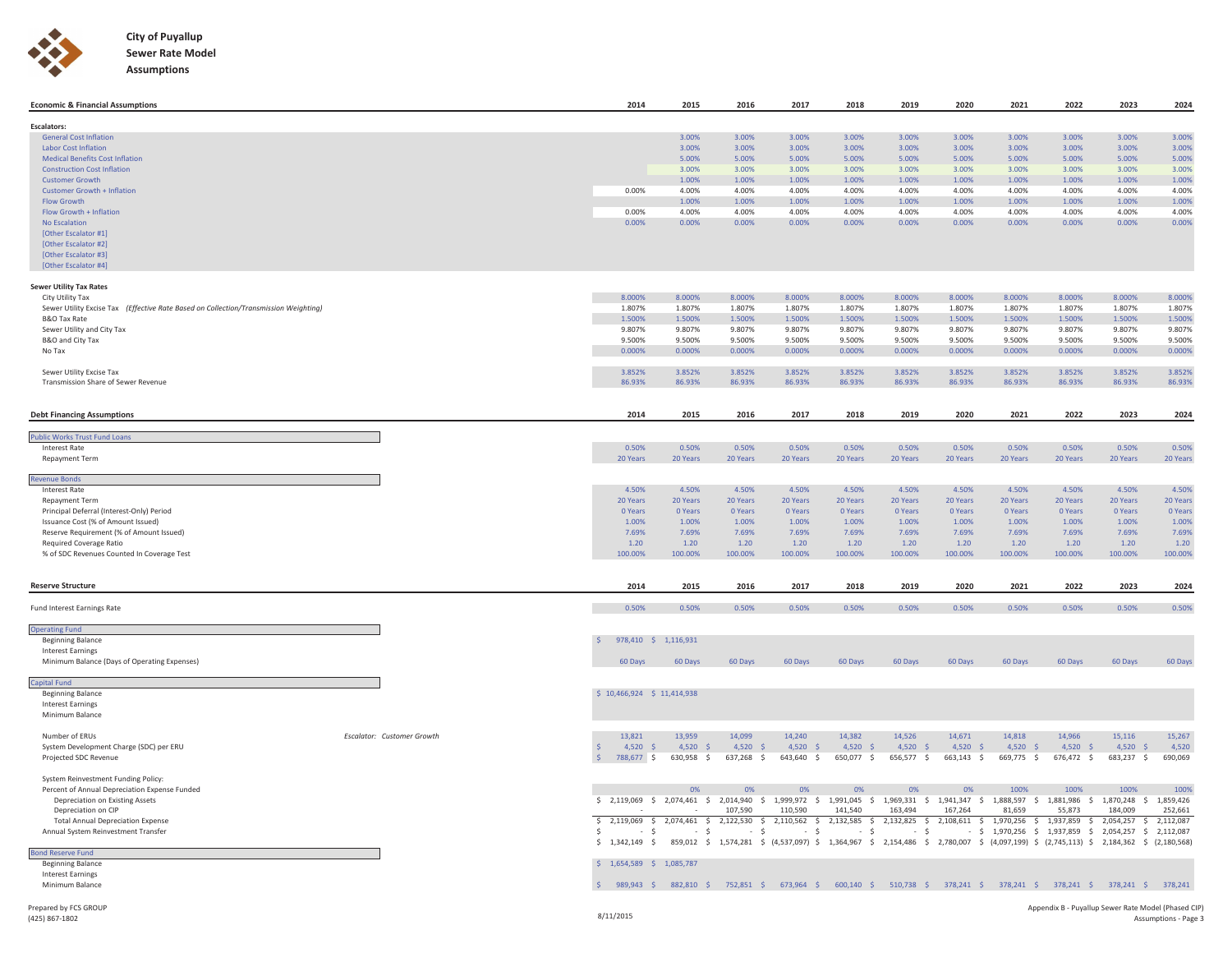# City of Puyallup
## Sewer Rate Model
### Assumptions

| Economic & Financial Assumptions | 2014 | 2015 | 2016 | 2017 | 2018 | 2019 | 2020 | 2021 | 2022 | 2023 | 2024 |
|---|---|---|---|---|---|---|---|---|---|---|---|
| **Escalators:** | | | | | | | | | | | |
| General Cost Inflation | | 3.00% | 3.00% | 3.00% | 3.00% | 3.00% | 3.00% | 3.00% | 3.00% | 3.00% | 3.00% |
| Labor Cost Inflation | | 3.00% | 3.00% | 3.00% | 3.00% | 3.00% | 3.00% | 3.00% | 3.00% | 3.00% | 3.00% |
| Medical Benefits Cost Inflation | | 5.00% | 5.00% | 5.00% | 5.00% | 5.00% | 5.00% | 5.00% | 5.00% | 5.00% | 5.00% |
| Construction Cost Inflation | | 3.00% | 3.00% | 3.00% | 3.00% | 3.00% | 3.00% | 3.00% | 3.00% | 3.00% | 3.00% |
| Customer Growth | | 1.00% | 1.00% | 1.00% | 1.00% | 1.00% | 1.00% | 1.00% | 1.00% | 1.00% | 1.00% |
| Customer Growth + Inflation | 0.00% | 4.00% | 4.00% | 4.00% | 4.00% | 4.00% | 4.00% | 4.00% | 4.00% | 4.00% | 4.00% |
| Flow Growth | | 1.00% | 1.00% | 1.00% | 1.00% | 1.00% | 1.00% | 1.00% | 1.00% | 1.00% | 1.00% |
| Flow Growth + Inflation | 0.00% | 4.00% | 4.00% | 4.00% | 4.00% | 4.00% | 4.00% | 4.00% | 4.00% | 4.00% | 4.00% |
| No Escalation | 0.00% | 0.00% | 0.00% | 0.00% | 0.00% | 0.00% | 0.00% | 0.00% | 0.00% | 0.00% | 0.00% |
| [Other Escalator #1] | | | | | | | | | | | |
| [Other Escalator #2] | | | | | | | | | | | |
| [Other Escalator #3] | | | | | | | | | | | |
| [Other Escalator #4] | | | | | | | | | | | |
| **Sewer Utility Tax Rates** | | | | | | | | | | | |
| City Utility Tax | 8.000% | 8.000% | 8.000% | 8.000% | 8.000% | 8.000% | 8.000% | 8.000% | 8.000% | 8.000% | 8.000% |
| Sewer Utility Excise Tax *(Effective Rate Based on Collection/Transmission Weighting)* | 1.807% | 1.807% | 1.807% | 1.807% | 1.807% | 1.807% | 1.807% | 1.807% | 1.807% | 1.807% | 1.807% |
| B&O Tax Rate | 1.500% | 1.500% | 1.500% | 1.500% | 1.500% | 1.500% | 1.500% | 1.500% | 1.500% | 1.500% | 1.500% |
| Sewer Utility and City Tax | 9.807% | 9.807% | 9.807% | 9.807% | 9.807% | 9.807% | 9.807% | 9.807% | 9.807% | 9.807% | 9.807% |
| B&O and City Tax | 9.500% | 9.500% | 9.500% | 9.500% | 9.500% | 9.500% | 9.500% | 9.500% | 9.500% | 9.500% | 9.500% |
| No Tax | 0.000% | 0.000% | 0.000% | 0.000% | 0.000% | 0.000% | 0.000% | 0.000% | 0.000% | 0.000% | 0.000% |
| Sewer Utility Excise Tax | 3.852% | 3.852% | 3.852% | 3.852% | 3.852% | 3.852% | 3.852% | 3.852% | 3.852% | 3.852% | 3.852% |
| Transmission Share of Sewer Revenue | 86.93% | 86.93% | 86.93% | 86.93% | 86.93% | 86.93% | 86.93% | 86.93% | 86.93% | 86.93% | 86.93% |

| Debt Financing Assumptions | 2014 | 2015 | 2016 | 2017 | 2018 | 2019 | 2020 | 2021 | 2022 | 2023 | 2024 |
|---|---|---|---|---|---|---|---|---|---|---|---|
| **Public Works Trust Fund Loans** | | | | | | | | | | | |
| Interest Rate | 0.50% | 0.50% | 0.50% | 0.50% | 0.50% | 0.50% | 0.50% | 0.50% | 0.50% | 0.50% | 0.50% |
| Repayment Term | 20 Years | 20 Years | 20 Years | 20 Years | 20 Years | 20 Years | 20 Years | 20 Years | 20 Years | 20 Years | 20 Years |
| **Revenue Bonds** | | | | | | | | | | | |
| Interest Rate | 4.50% | 4.50% | 4.50% | 4.50% | 4.50% | 4.50% | 4.50% | 4.50% | 4.50% | 4.50% | 4.50% |
| Repayment Term | 20 Years | 20 Years | 20 Years | 20 Years | 20 Years | 20 Years | 20 Years | 20 Years | 20 Years | 20 Years | 20 Years |
| Principal Deferral (Interest-Only) Period | 0 Years | 0 Years | 0 Years | 0 Years | 0 Years | 0 Years | 0 Years | 0 Years | 0 Years | 0 Years | 0 Years |
| Issuance Cost (% of Amount Issued) | 1.00% | 1.00% | 1.00% | 1.00% | 1.00% | 1.00% | 1.00% | 1.00% | 1.00% | 1.00% | 1.00% |
| Reserve Requirement (% of Amount Issued) | 7.69% | 7.69% | 7.69% | 7.69% | 7.69% | 7.69% | 7.69% | 7.69% | 7.69% | 7.69% | 7.69% |
| Required Coverage Ratio | 1.20 | 1.20 | 1.20 | 1.20 | 1.20 | 1.20 | 1.20 | 1.20 | 1.20 | 1.20 | 1.20 |
| % of SDC Revenues Counted In Coverage Test | 100.00% | 100.00% | 100.00% | 100.00% | 100.00% | 100.00% | 100.00% | 100.00% | 100.00% | 100.00% | 100.00% |

| Reserve Structure | 2014 | 2015 | 2016 | 2017 | 2018 | 2019 | 2020 | 2021 | 2022 | 2023 | 2024 |
|---|---|---|---|---|---|---|---|---|---|---|---|
| Fund Interest Earnings Rate | 0.50% | 0.50% | 0.50% | 0.50% | 0.50% | 0.50% | 0.50% | 0.50% | 0.50% | 0.50% | 0.50% |
| **Operating Fund** | | | | | | | | | | | |
| Beginning Balance | $ 978,410 | $ 1,116,931 | | | | | | | | | |
| Interest Earnings | | | | | | | | | | | |
| Minimum Balance (Days of Operating Expenses) | 60 Days | 60 Days | 60 Days | 60 Days | 60 Days | 60 Days | 60 Days | 60 Days | 60 Days | 60 Days | 60 Days |
| **Capital Fund** | | | | | | | | | | | |
| Beginning Balance | $ 10,466,924 | $ 11,414,938 | | | | | | | | | |
| Interest Earnings | | | | | | | | | | | |
| Minimum Balance | | | | | | | | | | | |
| Number of ERUs (*Escalator: Customer Growth*) | 13,821 | 13,959 | 14,099 | 14,240 | 14,382 | 14,526 | 14,671 | 14,818 | 14,966 | 15,116 | 15,267 |
| System Development Charge (SDC) per ERU | $ 4,520 | $ 4,520 | $ 4,520 | $ 4,520 | $ 4,520 | $ 4,520 | $ 4,520 | $ 4,520 | $ 4,520 | $ 4,520 | $ 4,520 |
| Projected SDC Revenue | $ 788,677 | $ 630,958 | $ 637,268 | $ 643,640 | $ 650,077 | $ 656,577 | $ 663,143 | $ 669,775 | $ 676,472 | $ 683,237 | $ 690,069 |
| System Reinvestment Funding Policy: | | | | | | | | | | | |
| Percent of Annual Depreciation Expense Funded | | 0% | 0% | 0% | 0% | 0% | 0% | 100% | 100% | 100% | 100% |
| Depreciation on Existing Assets | $ 2,119,069 | $ 2,074,461 | $ 2,014,940 | $ 1,999,972 | $ 1,991,045 | $ 1,969,331 | $ 1,941,347 | $ 1,888,597 | $ 1,881,986 | $ 1,870,248 | $ 1,859,426 |
| Depreciation on CIP | - | - | 107,590 | 110,590 | 141,540 | 163,494 | 167,264 | 81,659 | 55,873 | 184,009 | 252,661 |
| Total Annual Depreciation Expense | $ 2,119,069 | $ 2,074,461 | $ 2,122,530 | $ 2,110,562 | $ 2,132,585 | $ 2,132,825 | $ 2,108,611 | $ 1,970,256 | $ 1,937,859 | $ 2,054,257 | $ 2,112,087 |
| Annual System Reinvestment Transfer | $ - | $ - | $ - | $ - | $ - | $ - | $ - | $ 1,970,256 | $ 1,937,859 | $ 2,054,257 | $ 2,112,087 |
| | $ 1,342,149 | $ 859,012 | $ 1,574,281 | $ (4,537,097) | $ 1,364,967 | $ 2,154,486 | $ 2,780,007 | $ (4,097,199) | $ (2,745,113) | $ 2,184,362 | $ (2,180,568) |
| **Bond Reserve Fund** | | | | | | | | | | | |
| Beginning Balance | $ 1,654,589 | $ 1,085,787 | | | | | | | | | |
| Interest Earnings | | | | | | | | | | | |
| Minimum Balance | $ 989,943 | $ 882,810 | $ 752,851 | $ 673,964 | $ 600,140 | $ 510,738 | $ 378,241 | $ 378,241 | $ 378,241 | $ 378,241 | $ 378,241 |

Prepared by FCS GROUP
(425) 867-1802

8/11/2015

Appendix B - Puyallup Sewer Rate Model (Phased CIP)
Assumptions - Page 3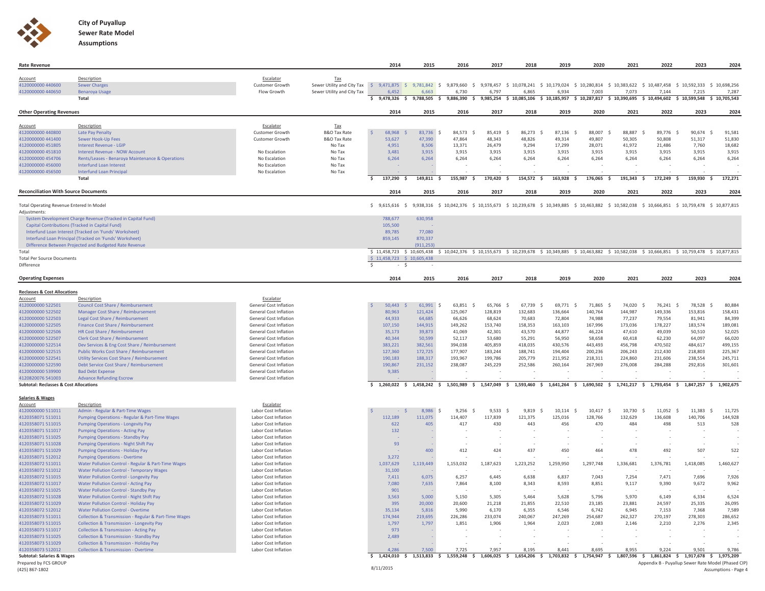**City of Puyallup**
**Sewer Rate Model**
**Assumptions**

## Rate Revenue

| Account | Description | Escalator | Tax | 2014 | 2015 | 2016 | 2017 | 2018 | 2019 | 2020 | 2021 | 2022 | 2023 | 2024 |
|---|---|---|---|---|---|---|---|---|---|---|---|---|---|---|
| 4120000000 440600 | Sewer Charges | Customer Growth | Sewer Utility and City Tax | $ 9,471,875 | $ 9,781,842 | $ 9,879,660 | $ 9,978,457 | $ 10,078,241 | $ 10,179,024 | $ 10,280,814 | $ 10,383,622 | $ 10,487,458 | $ 10,592,333 | $ 10,698,256 |
| 4120000000 440650 | Benaroya Usage | Flow Growth | Sewer Utility and City Tax | 6,452 | 6,663 | 6,730 | 6,797 | 6,865 | 6,934 | 7,003 | 7,073 | 7,144 | 7,215 | 7,287 |
| | **Total** | | | $ 9,478,326 | $ 9,788,505 | $ 9,886,390 | $ 9,985,254 | $ 10,085,106 | $ 10,185,957 | $ 10,287,817 | $ 10,390,695 | $ 10,494,602 | $ 10,599,548 | $ 10,705,543 |

## Other Operating Revenues

| Account | Description | Escalator | Tax | 2014 | 2015 | 2016 | 2017 | 2018 | 2019 | 2020 | 2021 | 2022 | 2023 | 2024 |
|---|---|---|---|---|---|---|---|---|---|---|---|---|---|---|
| 4120000000 440800 | Late Pay Penalty | Customer Growth | B&O Tax Rate | $ 68,968 | $ 83,736 | $ 84,573 | $ 85,419 | $ 86,273 | $ 87,136 | $ 88,007 | $ 88,887 | $ 89,776 | $ 90,674 | $ 91,581 |
| 4120000000 441400 | Sewer Hook-Up Fees | Customer Growth | B&O Tax Rate | 53,627 | 47,390 | 47,864 | 48,343 | 48,826 | 49,314 | 49,807 | 50,305 | 50,808 | 51,317 | 51,830 |
| 4120000000 451805 | Interest Revenue - LGIP | | No Tax | 4,951 | 8,506 | 13,371 | 26,479 | 9,294 | 17,299 | 28,071 | 41,972 | 21,486 | 7,760 | 18,682 |
| 4120000000 451810 | Interest Revenue - NOW Account | No Escalation | No Tax | 3,481 | 3,915 | 3,915 | 3,915 | 3,915 | 3,915 | 3,915 | 3,915 | 3,915 | 3,915 | 3,915 |
| 4120000000 454706 | Rents/Leases - Benaroya Maintenance & Operations | No Escalation | No Tax | 6,264 | 6,264 | 6,264 | 6,264 | 6,264 | 6,264 | 6,264 | 6,264 | 6,264 | 6,264 | 6,264 |
| 4120000000 456000 | Interfund Loan Interest | No Escalation | No Tax | - | - | - | - | - | - | - | - | - | - | - |
| 4120000000 456500 | Interfund Loan Principal | No Escalation | No Tax | - | - | - | - | - | - | - | - | - | - | - |
| | **Total** | | | $ 137,290 | $ 149,811 | $ 155,987 | $ 170,420 | $ 154,572 | $ 163,928 | $ 176,065 | $ 191,343 | $ 172,249 | $ 159,930 | $ 172,271 |

## Reconciliation With Source Documents

| | 2014 | 2015 | 2016 | 2017 | 2018 | 2019 | 2020 | 2021 | 2022 | 2023 | 2024 |
|---|---|---|---|---|---|---|---|---|---|---|---|
| Total Operating Revenue Entered In Model | $ 9,615,616 | $ 9,938,316 | $ 10,042,376 | $ 10,155,673 | $ 10,239,678 | $ 10,349,885 | $ 10,463,882 | $ 10,582,038 | $ 10,666,851 | $ 10,759,478 | $ 10,877,815 |
| Adjustments: | | | | | | | | | | | |
| System Development Charge Revenue (Tracked in Capital Fund) | 788,677 | 630,958 | | | | | | | | | |
| Capital Contributions (Tracked in Capital Fund) | 105,500 | - | | | | | | | | | |
| Interfund Loan Interest (Tracked on 'Funds' Worksheet) | 89,785 | 77,080 | | | | | | | | | |
| Interfund Loan Principal (Tracked on 'Funds' Worksheet) | 859,145 | 870,337 | | | | | | | | | |
| Difference Between Projected and Budgeted Rate Revenue | | (911,253) | | | | | | | | | |
| Total | $ 11,458,723 | $ 10,605,438 | $ 10,042,376 | $ 10,155,673 | $ 10,239,678 | $ 10,349,885 | $ 10,463,882 | $ 10,582,038 | $ 10,666,851 | $ 10,759,478 | $ 10,877,815 |
| Total Per Source Documents | $ 11,458,723 | $ 10,605,438 | | | | | | | | | |
| Difference | $ - | $ - | | | | | | | | | |

## Operating Expenses

### Reclasses & Cost Allocations

| Account | Description | Escalator | 2014 | 2015 | 2016 | 2017 | 2018 | 2019 | 2020 | 2021 | 2022 | 2023 | 2024 |
|---|---|---|---|---|---|---|---|---|---|---|---|---|---|
| 4120000000 522501 | Council Cost Share / Reimbursement | General Cost Inflation | $ 50,443 | $ 61,991 | $ 63,851 | $ 65,766 | $ 67,739 | $ 69,771 | $ 71,865 | $ 74,020 | $ 76,241 | $ 78,528 | $ 80,884 |
| 4120000000 522502 | Manager Cost Share / Reimbursement | General Cost Inflation | 80,963 | 121,424 | 125,067 | 128,819 | 132,683 | 136,664 | 140,764 | 144,987 | 149,336 | 153,816 | 158,431 |
| 4120000000 522503 | Legal Cost Share / Reimbursement | General Cost Inflation | 44,933 | 64,685 | 66,626 | 68,624 | 70,683 | 72,804 | 74,988 | 77,237 | 79,554 | 81,941 | 84,399 |
| 4120000000 522505 | Finance Cost Share / Reimbursement | General Cost Inflation | 107,150 | 144,915 | 149,262 | 153,740 | 158,353 | 163,103 | 167,996 | 173,036 | 178,227 | 183,574 | 189,081 |
| 4120000000 522506 | HR Cost Share / Reimbursement | General Cost Inflation | 35,173 | 39,873 | 41,069 | 42,301 | 43,570 | 44,877 | 46,224 | 47,610 | 49,039 | 50,510 | 52,025 |
| 4120000000 522507 | Clerk Cost Share / Reimbursement | General Cost Inflation | 40,344 | 50,599 | 52,117 | 53,680 | 55,291 | 56,950 | 58,658 | 60,418 | 62,230 | 64,097 | 66,020 |
| 4120000000 522514 | Dev Services & Eng Cost Share / Reimbursement | General Cost Inflation | 383,221 | 382,561 | 394,038 | 405,859 | 418,035 | 430,576 | 443,493 | 456,798 | 470,502 | 484,617 | 499,155 |
| 4120000000 522515 | Public Works Cost Share / Reimbursement | General Cost Inflation | 127,360 | 172,725 | 177,907 | 183,244 | 188,741 | 194,404 | 200,236 | 206,243 | 212,430 | 218,803 | 225,367 |
| 4120000000 522541 | Utility Services Cost Share / Reimbursement | General Cost Inflation | 190,183 | 188,317 | 193,967 | 199,786 | 205,779 | 211,952 | 218,311 | 224,860 | 231,606 | 238,554 | 245,711 |
| 4120000000 522590 | Debt Service Cost Share / Reimbursement | General Cost Inflation | 190,867 | 231,152 | 238,087 | 245,229 | 252,586 | 260,164 | 267,969 | 276,008 | 284,288 | 292,816 | 301,601 |
| 4120000000 539900 | Bad Debt Expense | General Cost Inflation | 9,385 | - | - | - | - | - | - | - | - | - | - |
| 4120820076 541003 | Advance Refunding Escrow | General Cost Inflation | - | - | - | - | - | - | - | - | - | - | - |
| **Subtotal: Reclasses & Cost Allocations** | | | $ 1,260,022 | $ 1,458,242 | $ 1,501,989 | $ 1,547,049 | $ 1,593,460 | $ 1,641,264 | $ 1,690,502 | $ 1,741,217 | $ 1,793,454 | $ 1,847,257 | $ 1,902,675 |

### Salaries & Wages

| Account | Description | Escalator | 2014 | 2015 | 2016 | 2017 | 2018 | 2019 | 2020 | 2021 | 2022 | 2023 | 2024 |
|---|---|---|---|---|---|---|---|---|---|---|---|---|---|
| 4120000000 511011 | Admin - Regular & Part-Time Wages | Labor Cost Inflation | $ - | $ 8,986 | $ 9,256 | $ 9,533 | $ 9,819 | $ 10,114 | $ 10,417 | $ 10,730 | $ 11,052 | $ 11,383 | $ 11,725 |
| 4120358071 511011 | Pumping Operations - Regular & Part-Time Wages | Labor Cost Inflation | 112,189 | 111,075 | 114,407 | 117,839 | 121,375 | 125,016 | 128,766 | 132,629 | 136,608 | 140,706 | 144,928 |
| 4120358071 511015 | Pumping Operations - Longevity Pay | Labor Cost Inflation | 622 | 405 | 417 | 430 | 443 | 456 | 470 | 484 | 498 | 513 | 528 |
| 4120358071 511017 | Pumping Operations - Acting Pay | Labor Cost Inflation | 132 | - | - | - | - | - | - | - | - | - | - |
| 4120358071 511025 | Pumping Operations - Standby Pay | Labor Cost Inflation | - | - | - | - | - | - | - | - | - | - | - |
| 4120358071 511028 | Pumping Operations - Night Shift Pay | Labor Cost Inflation | 93 | - | - | - | - | - | - | - | - | - | - |
| 4120358071 511029 | Pumping Operations - Holiday Pay | Labor Cost Inflation | - | 400 | 412 | 424 | 437 | 450 | 464 | 478 | 492 | 507 | 522 |
| 4120358071 512012 | Pumping Operations - Overtime | Labor Cost Inflation | 3,272 | - | - | - | - | - | - | - | - | - | - |
| 4120358072 511011 | Water Pollution Control - Regular & Part-Time Wages | Labor Cost Inflation | 1,037,629 | 1,119,449 | 1,153,032 | 1,187,623 | 1,223,252 | 1,259,950 | 1,297,748 | 1,336,681 | 1,376,781 | 1,418,085 | 1,460,627 |
| 4120358072 511012 | Water Pollution Control - Temporary Wages | Labor Cost Inflation | 31,100 | - | - | - | - | - | - | - | - | - | - |
| 4120358072 511015 | Water Pollution Control - Longevity Pay | Labor Cost Inflation | 7,411 | 6,075 | 6,257 | 6,445 | 6,638 | 6,837 | 7,043 | 7,254 | 7,471 | 7,696 | 7,926 |
| 4120358072 511017 | Water Pollution Control - Acting Pay | Labor Cost Inflation | 7,080 | 7,635 | 7,864 | 8,100 | 8,343 | 8,593 | 8,851 | 9,117 | 9,390 | 9,672 | 9,962 |
| 4120358072 511025 | Water Pollution Control - Standby Pay | Labor Cost Inflation | 901 | - | - | - | - | - | - | - | - | - | - |
| 4120358072 511028 | Water Pollution Control - Night Shift Pay | Labor Cost Inflation | 3,563 | 5,000 | 5,150 | 5,305 | 5,464 | 5,628 | 5,796 | 5,970 | 6,149 | 6,334 | 6,524 |
| 4120358072 511029 | Water Pollution Control - Holiday Pay | Labor Cost Inflation | 395 | 20,000 | 20,600 | 21,218 | 21,855 | 22,510 | 23,185 | 23,881 | 24,597 | 25,335 | 26,095 |
| 4120358072 512012 | Water Pollution Control - Overtime | Labor Cost Inflation | 35,134 | 5,816 | 5,990 | 6,170 | 6,355 | 6,546 | 6,742 | 6,945 | 7,153 | 7,368 | 7,589 |
| 4120358073 511011 | Collection & Transmission - Regular & Part-Time Wages | Labor Cost Inflation | 174,944 | 219,695 | 226,286 | 233,074 | 240,067 | 247,269 | 254,687 | 262,327 | 270,197 | 278,303 | 286,652 |
| 4120358073 511015 | Collection & Transmission - Longevity Pay | Labor Cost Inflation | 1,797 | 1,797 | 1,851 | 1,906 | 1,964 | 2,023 | 2,083 | 2,146 | 2,210 | 2,276 | 2,345 |
| 4120358073 511017 | Collection & Transmission - Acting Pay | Labor Cost Inflation | 973 | - | - | - | - | - | - | - | - | - | - |
| 4120358073 511025 | Collection & Transmission - Standby Pay | Labor Cost Inflation | 2,489 | - | - | - | - | - | - | - | - | - | - |
| 4120358073 511029 | Collection & Transmission - Holiday Pay | Labor Cost Inflation | - | - | - | - | - | - | - | - | - | - | - |
| 4120358073 512012 | Collection & Transmission - Overtime | Labor Cost Inflation | 4,286 | 7,500 | 7,725 | 7,957 | 8,195 | 8,441 | 8,695 | 8,955 | 9,224 | 9,501 | 9,786 |
| **Subtotal: Salaries & Wages** | | | $ 1,424,010 | $ 1,513,833 | $ 1,559,248 | $ 1,606,025 | $ 1,654,206 | $ 1,703,832 | $ 1,754,947 | $ 1,807,596 | $ 1,861,824 | $ 1,917,678 | $ 1,975,209 |

Prepared by FCS GROUP
(425) 867-1802

8/11/2015

Appendix B - Puyallup Sewer Rate Model (Phased CIP)
Assumptions - Page 4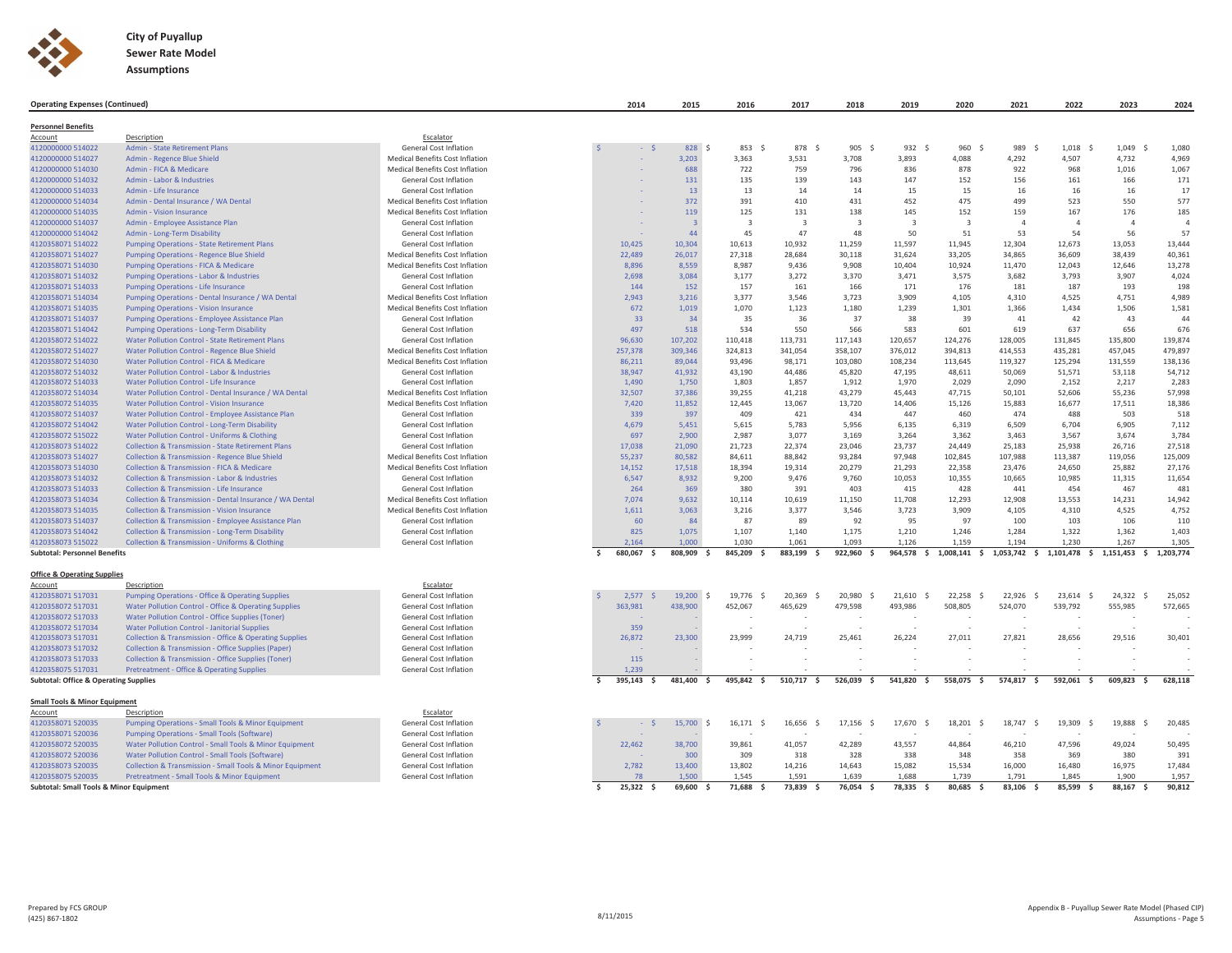**City of Puyallup**
**Sewer Rate Model**
**Assumptions**

**Operating Expenses (Continued)**

| Account | Description | Escalator | 2014 | 2015 | 2016 | 2017 | 2018 | 2019 | 2020 | 2021 | 2022 | 2023 | 2024 |
|---|---|---|---|---|---|---|---|---|---|---|---|---|---|
| **Personnel Benefits** | | | | | | | | | | | | | |
| 4120000000 514022 | Admin - State Retirement Plans | General Cost Inflation | $ - | $ 828 | $ 853 | $ 878 | $ 905 | $ 932 | $ 960 | $ 989 | $ 1,018 | $ 1,049 | $ 1,080 |
| 4120000000 514027 | Admin - Regence Blue Shield | Medical Benefits Cost Inflation | - | 3,203 | 3,363 | 3,531 | 3,708 | 3,893 | 4,088 | 4,292 | 4,507 | 4,732 | 4,969 |
| 4120000000 514030 | Admin - FICA & Medicare | Medical Benefits Cost Inflation | - | 688 | 722 | 759 | 796 | 836 | 878 | 922 | 968 | 1,016 | 1,067 |
| 4120000000 514032 | Admin - Labor & Industries | General Cost Inflation | - | 131 | 135 | 139 | 143 | 147 | 152 | 156 | 161 | 166 | 171 |
| 4120000000 514033 | Admin - Life Insurance | General Cost Inflation | - | 13 | 13 | 14 | 14 | 15 | 15 | 16 | 16 | 16 | 17 |
| 4120000000 514034 | Admin - Dental Insurance / WA Dental | Medical Benefits Cost Inflation | - | 372 | 391 | 410 | 431 | 452 | 475 | 499 | 523 | 550 | 577 |
| 4120000000 514035 | Admin - Vision Insurance | Medical Benefits Cost Inflation | - | 119 | 125 | 131 | 138 | 145 | 152 | 159 | 167 | 176 | 185 |
| 4120000000 514037 | Admin - Employee Assistance Plan | General Cost Inflation | - | 3 | 3 | 3 | 3 | 3 | 3 | 4 | 4 | 4 | 4 |
| 4120000000 514042 | Admin - Long-Term Disability | General Cost Inflation | - | 44 | 45 | 47 | 48 | 50 | 51 | 53 | 54 | 56 | 57 |
| 4120358071 514022 | Pumping Operations - State Retirement Plans | General Cost Inflation | 10,425 | 10,304 | 10,613 | 10,932 | 11,259 | 11,597 | 11,945 | 12,304 | 12,673 | 13,053 | 13,444 |
| 4120358071 514027 | Pumping Operations - Regence Blue Shield | Medical Benefits Cost Inflation | 22,489 | 26,017 | 27,318 | 28,684 | 30,118 | 31,624 | 33,205 | 34,865 | 36,609 | 38,439 | 40,361 |
| 4120358071 514030 | Pumping Operations - FICA & Medicare | Medical Benefits Cost Inflation | 8,896 | 8,559 | 8,987 | 9,436 | 9,908 | 10,404 | 10,924 | 11,470 | 12,043 | 12,646 | 13,278 |
| 4120358071 514032 | Pumping Operations - Labor & Industries | General Cost Inflation | 2,698 | 3,084 | 3,177 | 3,272 | 3,370 | 3,471 | 3,575 | 3,682 | 3,793 | 3,907 | 4,024 |
| 4120358071 514033 | Pumping Operations - Life Insurance | General Cost Inflation | 144 | 152 | 157 | 161 | 166 | 171 | 176 | 181 | 187 | 193 | 198 |
| 4120358071 514034 | Pumping Operations - Dental Insurance / WA Dental | Medical Benefits Cost Inflation | 2,943 | 3,216 | 3,377 | 3,546 | 3,723 | 3,909 | 4,105 | 4,310 | 4,525 | 4,751 | 4,989 |
| 4120358071 514035 | Pumping Operations - Vision Insurance | Medical Benefits Cost Inflation | 672 | 1,019 | 1,070 | 1,123 | 1,180 | 1,239 | 1,301 | 1,366 | 1,434 | 1,506 | 1,581 |
| 4120358071 514037 | Pumping Operations - Employee Assistance Plan | General Cost Inflation | 33 | 34 | 35 | 36 | 37 | 38 | 39 | 41 | 42 | 43 | 44 |
| 4120358071 514042 | Pumping Operations - Long-Term Disability | General Cost Inflation | 497 | 518 | 534 | 550 | 566 | 583 | 601 | 619 | 637 | 656 | 676 |
| 4120358072 514022 | Water Pollution Control - State Retirement Plans | General Cost Inflation | 96,630 | 107,202 | 110,418 | 113,731 | 117,143 | 120,657 | 124,276 | 128,005 | 131,845 | 135,800 | 139,874 |
| 4120358072 514027 | Water Pollution Control - Regence Blue Shield | Medical Benefits Cost Inflation | 257,378 | 309,346 | 324,813 | 341,054 | 358,107 | 376,012 | 394,813 | 414,553 | 435,281 | 457,045 | 479,897 |
| 4120358072 514030 | Water Pollution Control - FICA & Medicare | Medical Benefits Cost Inflation | 86,211 | 89,044 | 93,496 | 98,171 | 103,080 | 108,234 | 113,645 | 119,327 | 125,294 | 131,559 | 138,136 |
| 4120358072 514032 | Water Pollution Control - Labor & Industries | General Cost Inflation | 38,947 | 41,932 | 43,190 | 44,486 | 45,820 | 47,195 | 48,611 | 50,069 | 51,571 | 53,118 | 54,712 |
| 4120358072 514033 | Water Pollution Control - Life Insurance | General Cost Inflation | 1,490 | 1,750 | 1,803 | 1,857 | 1,912 | 1,970 | 2,029 | 2,090 | 2,152 | 2,217 | 2,283 |
| 4120358072 514034 | Water Pollution Control - Dental Insurance / WA Dental | Medical Benefits Cost Inflation | 32,507 | 37,386 | 39,255 | 41,218 | 43,279 | 45,443 | 47,715 | 50,101 | 52,606 | 55,236 | 57,998 |
| 4120358072 514035 | Water Pollution Control - Vision Insurance | Medical Benefits Cost Inflation | 7,420 | 11,852 | 12,445 | 13,067 | 13,720 | 14,406 | 15,126 | 15,883 | 16,677 | 17,511 | 18,386 |
| 4120358072 514037 | Water Pollution Control - Employee Assistance Plan | General Cost Inflation | 339 | 397 | 409 | 421 | 434 | 447 | 460 | 474 | 488 | 503 | 518 |
| 4120358072 514042 | Water Pollution Control - Long-Term Disability | General Cost Inflation | 4,679 | 5,451 | 5,615 | 5,783 | 5,956 | 6,135 | 6,319 | 6,509 | 6,704 | 6,905 | 7,112 |
| 4120358072 515022 | Water Pollution Control - Uniforms & Clothing | General Cost Inflation | 697 | 2,900 | 2,987 | 3,077 | 3,169 | 3,264 | 3,362 | 3,463 | 3,567 | 3,674 | 3,784 |
| 4120358073 514022 | Collection & Transmission - State Retirement Plans | General Cost Inflation | 17,038 | 21,090 | 21,723 | 22,374 | 23,046 | 23,737 | 24,449 | 25,183 | 25,938 | 26,716 | 27,518 |
| 4120358073 514027 | Collection & Transmission - Regence Blue Shield | Medical Benefits Cost Inflation | 55,237 | 80,582 | 84,611 | 88,842 | 93,284 | 97,948 | 102,845 | 107,988 | 113,387 | 119,056 | 125,009 |
| 4120358073 514030 | Collection & Transmission - FICA & Medicare | Medical Benefits Cost Inflation | 14,152 | 17,518 | 18,394 | 19,314 | 20,279 | 21,293 | 22,358 | 23,476 | 24,650 | 25,882 | 27,176 |
| 4120358073 514032 | Collection & Transmission - Labor & Industries | General Cost Inflation | 6,547 | 8,932 | 9,200 | 9,476 | 9,760 | 10,053 | 10,355 | 10,665 | 10,985 | 11,315 | 11,654 |
| 4120358073 514033 | Collection & Transmission - Life Insurance | General Cost Inflation | 264 | 369 | 380 | 391 | 403 | 415 | 428 | 441 | 454 | 467 | 481 |
| 4120358073 514034 | Collection & Transmission - Dental Insurance / WA Dental | Medical Benefits Cost Inflation | 7,074 | 9,632 | 10,114 | 10,619 | 11,150 | 11,708 | 12,293 | 12,908 | 13,553 | 14,231 | 14,942 |
| 4120358073 514035 | Collection & Transmission - Vision Insurance | Medical Benefits Cost Inflation | 1,611 | 3,063 | 3,216 | 3,377 | 3,546 | 3,723 | 3,909 | 4,105 | 4,310 | 4,525 | 4,752 |
| 4120358073 514037 | Collection & Transmission - Employee Assistance Plan | General Cost Inflation | 60 | 84 | 87 | 89 | 92 | 95 | 97 | 100 | 103 | 106 | 110 |
| 4120358073 514042 | Collection & Transmission - Long-Term Disability | General Cost Inflation | 825 | 1,075 | 1,107 | 1,140 | 1,175 | 1,210 | 1,246 | 1,284 | 1,322 | 1,362 | 1,403 |
| 4120358073 515022 | Collection & Transmission - Uniforms & Clothing | General Cost Inflation | 2,164 | 1,000 | 1,030 | 1,061 | 1,093 | 1,126 | 1,159 | 1,194 | 1,230 | 1,267 | 1,305 |
| **Subtotal: Personnel Benefits** | | | **$ 680,067** | **$ 808,909** | **$ 845,209** | **$ 883,199** | **$ 922,960** | **$ 964,578** | **$ 1,008,141** | **$ 1,053,742** | **$ 1,101,478** | **$ 1,151,453** | **$ 1,203,774** |
| **Office & Operating Supplies** | | | | | | | | | | | | | |
| 4120358071 517031 | Pumping Operations - Office & Operating Supplies | General Cost Inflation | $ 2,577 | $ 19,200 | $ 19,776 | $ 20,369 | $ 20,980 | $ 21,610 | $ 22,258 | $ 22,926 | $ 23,614 | $ 24,322 | $ 25,052 |
| 4120358072 517031 | Water Pollution Control - Office & Operating Supplies | General Cost Inflation | 363,981 | 438,900 | 452,067 | 465,629 | 479,598 | 493,986 | 508,805 | 524,070 | 539,792 | 555,985 | 572,665 |
| 4120358072 517033 | Water Pollution Control - Office Supplies (Toner) | General Cost Inflation | - | - | - | - | - | - | - | - | - | - | - |
| 4120358072 517034 | Water Pollution Control - Janitorial Supplies | General Cost Inflation | 359 | - | - | - | - | - | - | - | - | - | - |
| 4120358073 517031 | Collection & Transmission - Office & Operating Supplies | General Cost Inflation | 26,872 | 23,300 | 23,999 | 24,719 | 25,461 | 26,224 | 27,011 | 27,821 | 28,656 | 29,516 | 30,401 |
| 4120358073 517032 | Collection & Transmission - Office Supplies (Paper) | General Cost Inflation | - | - | - | - | - | - | - | - | - | - | - |
| 4120358073 517033 | Collection & Transmission - Office Supplies (Toner) | General Cost Inflation | 115 | - | - | - | - | - | - | - | - | - | - |
| 4120358075 517031 | Pretreatment - Office & Operating Supplies | General Cost Inflation | 1,239 | - | - | - | - | - | - | - | - | - | - |
| **Subtotal: Office & Operating Supplies** | | | **$ 395,143** | **$ 481,400** | **$ 495,842** | **$ 510,717** | **$ 526,039** | **$ 541,820** | **$ 558,075** | **$ 574,817** | **$ 592,061** | **$ 609,823** | **$ 628,118** |
| **Small Tools & Minor Equipment** | | | | | | | | | | | | | |
| 4120358071 520035 | Pumping Operations - Small Tools & Minor Equipment | General Cost Inflation | $ - | $ 15,700 | $ 16,171 | $ 16,656 | $ 17,156 | $ 17,670 | $ 18,201 | $ 18,747 | $ 19,309 | $ 19,888 | $ 20,485 |
| 4120358071 520036 | Pumping Operations - Small Tools (Software) | General Cost Inflation | - | - | - | - | - | - | - | - | - | - | - |
| 4120358072 520035 | Water Pollution Control - Small Tools & Minor Equipment | General Cost Inflation | 22,462 | 38,700 | 39,861 | 41,057 | 42,289 | 43,557 | 44,864 | 46,210 | 47,596 | 49,024 | 50,495 |
| 4120358072 520036 | Water Pollution Control - Small Tools (Software) | General Cost Inflation | - | 300 | 309 | 318 | 328 | 338 | 348 | 358 | 369 | 380 | 391 |
| 4120358073 520035 | Collection & Transmission - Small Tools & Minor Equipment | General Cost Inflation | 2,782 | 13,400 | 13,802 | 14,216 | 14,643 | 15,082 | 15,534 | 16,000 | 16,480 | 16,975 | 17,484 |
| 4120358075 520035 | Pretreatment - Small Tools & Minor Equipment | General Cost Inflation | 78 | 1,500 | 1,545 | 1,591 | 1,639 | 1,688 | 1,739 | 1,791 | 1,845 | 1,900 | 1,957 |
| **Subtotal: Small Tools & Minor Equipment** | | | **$ 25,322** | **$ 69,600** | **$ 71,688** | **$ 73,839** | **$ 76,054** | **$ 78,335** | **$ 80,685** | **$ 83,106** | **$ 85,599** | **$ 88,167** | **$ 90,812** |

Prepared by FCS GROUP
(425) 867-1802

8/11/2015

Appendix B - Puyallup Sewer Rate Model (Phased CIP)
Assumptions - Page 5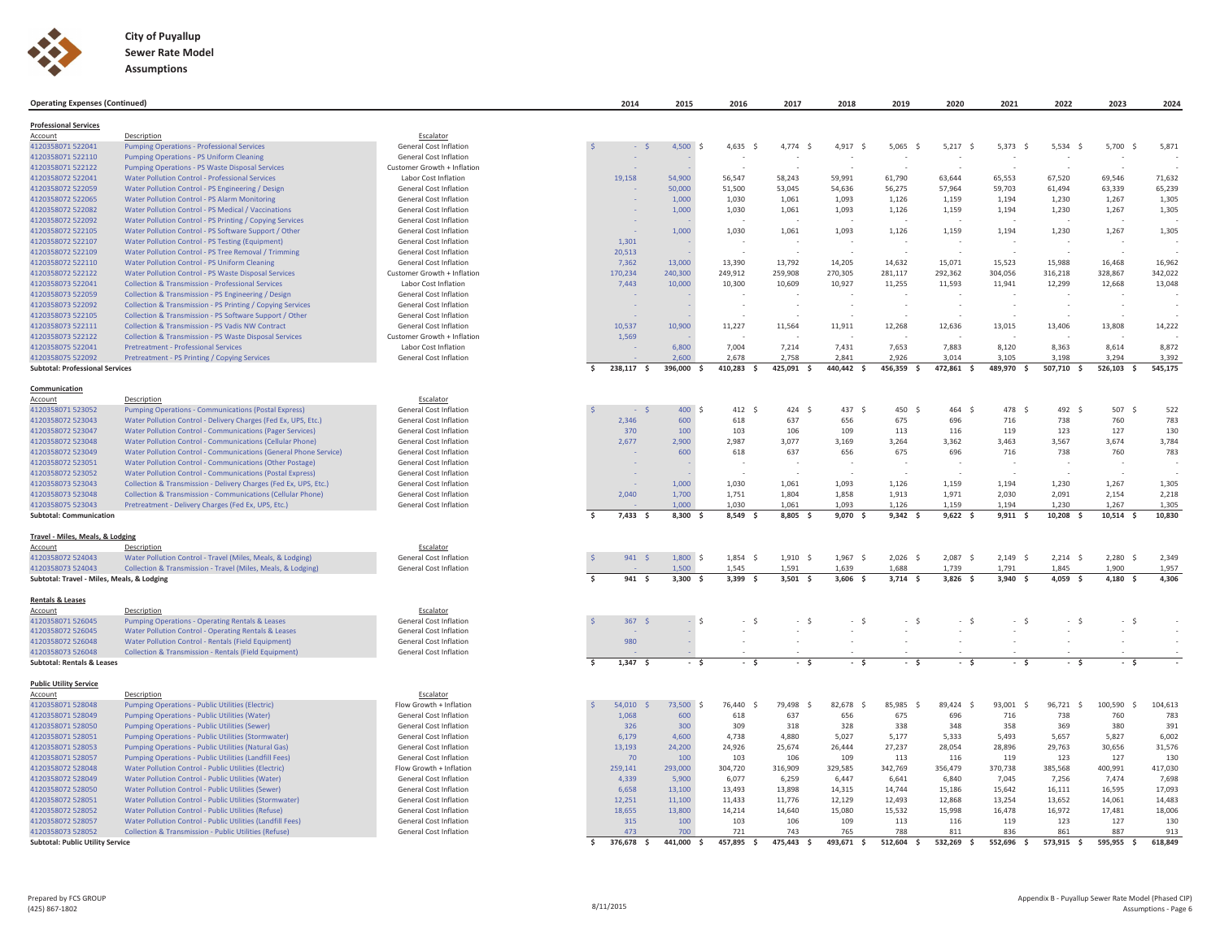# City of Puyallup
## Sewer Rate Model
### Assumptions

**Operating Expenses (Continued)**

| Account | Description | Escalator | 2014 | 2015 | 2016 | 2017 | 2018 | 2019 | 2020 | 2021 | 2022 | 2023 | 2024 |
|---|---|---|---|---|---|---|---|---|---|---|---|---|---|
| **Professional Services** | | | | | | | | | | | | | |
| 4120358071 522041 | Pumping Operations - Professional Services | General Cost Inflation | $ - | $ 4,500 | $ 4,635 | $ 4,774 | $ 4,917 | $ 5,065 | $ 5,217 | $ 5,373 | $ 5,534 | $ 5,700 | $ 5,871 |
| 4120358071 522110 | Pumping Operations - PS Uniform Cleaning | General Cost Inflation | - | - | - | - | - | - | - | - | - | - | - |
| 4120358071 522122 | Pumping Operations - PS Waste Disposal Services | Customer Growth + Inflation | - | - | - | - | - | - | - | - | - | - | - |
| 4120358072 522041 | Water Pollution Control - Professional Services | Labor Cost Inflation | 19,158 | 54,900 | 56,547 | 58,243 | 59,991 | 61,790 | 63,644 | 65,553 | 67,520 | 69,546 | 71,632 |
| 4120358072 522059 | Water Pollution Control - PS Engineering / Design | General Cost Inflation | - | 50,000 | 51,500 | 53,045 | 54,636 | 56,275 | 57,964 | 59,703 | 61,494 | 63,339 | 65,239 |
| 4120358072 522065 | Water Pollution Control - PS Alarm Monitoring | General Cost Inflation | - | 1,000 | 1,030 | 1,061 | 1,093 | 1,126 | 1,159 | 1,194 | 1,230 | 1,267 | 1,305 |
| 4120358072 522082 | Water Pollution Control - PS Medical / Vaccinations | General Cost Inflation | - | 1,000 | 1,030 | 1,061 | 1,093 | 1,126 | 1,159 | 1,194 | 1,230 | 1,267 | 1,305 |
| 4120358072 522092 | Water Pollution Control - PS Printing / Copying Services | General Cost Inflation | - | - | - | - | - | - | - | - | - | - | - |
| 4120358072 522105 | Water Pollution Control - PS Software Support / Other | General Cost Inflation | - | 1,000 | 1,030 | 1,061 | 1,093 | 1,126 | 1,159 | 1,194 | 1,230 | 1,267 | 1,305 |
| 4120358072 522107 | Water Pollution Control - PS Testing (Equipment) | General Cost Inflation | 1,301 | - | - | - | - | - | - | - | - | - | - |
| 4120358072 522109 | Water Pollution Control - PS Tree Removal / Trimming | General Cost Inflation | 20,513 | - | - | - | - | - | - | - | - | - | - |
| 4120358072 522110 | Water Pollution Control - PS Uniform Cleaning | General Cost Inflation | 7,362 | 13,000 | 13,390 | 13,792 | 14,205 | 14,632 | 15,071 | 15,523 | 15,988 | 16,468 | 16,962 |
| 4120358072 522122 | Water Pollution Control - PS Waste Disposal Services | Customer Growth + Inflation | 170,234 | 240,300 | 249,912 | 259,908 | 270,305 | 281,117 | 292,362 | 304,056 | 316,218 | 328,867 | 342,022 |
| 4120358073 522041 | Collection & Transmission - Professional Services | Labor Cost Inflation | 7,443 | 10,000 | 10,300 | 10,609 | 10,927 | 11,255 | 11,593 | 11,941 | 12,299 | 12,668 | 13,048 |
| 4120358073 522059 | Collection & Transmission - PS Engineering / Design | General Cost Inflation | - | - | - | - | - | - | - | - | - | - | - |
| 4120358073 522092 | Collection & Transmission - PS Printing / Copying Services | General Cost Inflation | - | - | - | - | - | - | - | - | - | - | - |
| 4120358073 522105 | Collection & Transmission - PS Software Support / Other | General Cost Inflation | - | - | - | - | - | - | - | - | - | - | - |
| 4120358073 522111 | Collection & Transmission - PS Vadis NW Contract | General Cost Inflation | 10,537 | 10,900 | 11,227 | 11,564 | 11,911 | 12,268 | 12,636 | 13,015 | 13,406 | 13,808 | 14,222 |
| 4120358073 522122 | Collection & Transmission - PS Waste Disposal Services | Customer Growth + Inflation | 1,569 | - | - | - | - | - | - | - | - | - | - |
| 4120358075 522041 | Pretreatment - Professional Services | Labor Cost Inflation | - | 6,800 | 7,004 | 7,214 | 7,431 | 7,653 | 7,883 | 8,120 | 8,363 | 8,614 | 8,872 |
| 4120358075 522092 | Pretreatment - PS Printing / Copying Services | General Cost Inflation | - | 2,600 | 2,678 | 2,758 | 2,841 | 2,926 | 3,014 | 3,105 | 3,198 | 3,294 | 3,392 |
| **Subtotal: Professional Services** | | | **$ 238,117** | **$ 396,000** | **$ 410,283** | **$ 425,091** | **$ 440,442** | **$ 456,359** | **$ 472,861** | **$ 489,970** | **$ 507,710** | **$ 526,103** | **$ 545,175** |
| **Communication** | | | | | | | | | | | | | |
| 4120358071 523052 | Pumping Operations - Communications (Postal Express) | General Cost Inflation | $ - | $ 400 | $ 412 | $ 424 | $ 437 | $ 450 | $ 464 | $ 478 | $ 492 | $ 507 | $ 522 |
| 4120358072 523043 | Water Pollution Control - Delivery Charges (Fed Ex, UPS, Etc.) | General Cost Inflation | 2,346 | 600 | 618 | 637 | 656 | 675 | 696 | 716 | 738 | 760 | 783 |
| 4120358072 523047 | Water Pollution Control - Communications (Pager Services) | General Cost Inflation | 370 | 100 | 103 | 106 | 109 | 113 | 116 | 119 | 123 | 127 | 130 |
| 4120358072 523048 | Water Pollution Control - Communications (Cellular Phone) | General Cost Inflation | 2,677 | 2,900 | 2,987 | 3,077 | 3,169 | 3,264 | 3,362 | 3,463 | 3,567 | 3,674 | 3,784 |
| 4120358072 523049 | Water Pollution Control - Communications (General Phone Service) | General Cost Inflation | - | 600 | 618 | 637 | 656 | 675 | 696 | 716 | 738 | 760 | 783 |
| 4120358072 523051 | Water Pollution Control - Communications (Other Postage) | General Cost Inflation | - | - | - | - | - | - | - | - | - | - | - |
| 4120358072 523052 | Water Pollution Control - Communications (Postal Express) | General Cost Inflation | - | - | - | - | - | - | - | - | - | - | - |
| 4120358073 523043 | Collection & Transmission - Delivery Charges (Fed Ex, UPS, Etc.) | General Cost Inflation | - | 1,000 | 1,030 | 1,061 | 1,093 | 1,126 | 1,159 | 1,194 | 1,230 | 1,267 | 1,305 |
| 4120358073 523048 | Collection & Transmission - Communications (Cellular Phone) | General Cost Inflation | 2,040 | 1,700 | 1,751 | 1,804 | 1,858 | 1,913 | 1,971 | 2,030 | 2,091 | 2,154 | 2,218 |
| 4120358075 523043 | Pretreatment - Delivery Charges (Fed Ex, UPS, Etc.) | General Cost Inflation | - | 1,000 | 1,030 | 1,061 | 1,093 | 1,126 | 1,159 | 1,194 | 1,230 | 1,267 | 1,305 |
| **Subtotal: Communication** | | | **$ 7,433** | **$ 8,300** | **$ 8,549** | **$ 8,805** | **$ 9,070** | **$ 9,342** | **$ 9,622** | **$ 9,911** | **$ 10,208** | **$ 10,514** | **$ 10,830** |
| **Travel - Miles, Meals, & Lodging** | | | | | | | | | | | | | |
| 4120358072 524043 | Water Pollution Control - Travel (Miles, Meals, & Lodging) | General Cost Inflation | $ 941 | $ 1,800 | $ 1,854 | $ 1,910 | $ 1,967 | $ 2,026 | $ 2,087 | $ 2,149 | $ 2,214 | $ 2,280 | $ 2,349 |
| 4120358073 524043 | Collection & Transmission - Travel (Miles, Meals, & Lodging) | General Cost Inflation | - | 1,500 | 1,545 | 1,591 | 1,639 | 1,688 | 1,739 | 1,791 | 1,845 | 1,900 | 1,957 |
| **Subtotal: Travel - Miles, Meals, & Lodging** | | | **$ 941** | **$ 3,300** | **$ 3,399** | **$ 3,501** | **$ 3,606** | **$ 3,714** | **$ 3,826** | **$ 3,940** | **$ 4,059** | **$ 4,180** | **$ 4,306** |
| **Rentals & Leases** | | | | | | | | | | | | | |
| 4120358071 526045 | Pumping Operations - Operating Rentals & Leases | General Cost Inflation | $ 367 | $ - | $ - | $ - | $ - | $ - | $ - | $ - | $ - | $ - | - |
| 4120358072 526045 | Water Pollution Control - Operating Rentals & Leases | General Cost Inflation | - | - | - | - | - | - | - | - | - | - | - |
| 4120358072 526048 | Water Pollution Control - Rentals (Field Equipment) | General Cost Inflation | 980 | - | - | - | - | - | - | - | - | - | - |
| 4120358073 526048 | Collection & Transmission - Rentals (Field Equipment) | General Cost Inflation | - | - | - | - | - | - | - | - | - | - | - |
| **Subtotal: Rentals & Leases** | | | **$ 1,347** | **$ -** | **$ -** | **$ -** | **$ -** | **$ -** | **$ -** | **$ -** | **$ -** | **$ -** | **-** |
| **Public Utility Service** | | | | | | | | | | | | | |
| 4120358071 528048 | Pumping Operations - Public Utilities (Electric) | Flow Growth + Inflation | $ 54,010 | $ 73,500 | $ 76,440 | $ 79,498 | $ 82,678 | $ 85,985 | $ 89,424 | $ 93,001 | $ 96,721 | $ 100,590 | $ 104,613 |
| 4120358071 528049 | Pumping Operations - Public Utilities (Water) | General Cost Inflation | 1,068 | 600 | 618 | 637 | 656 | 675 | 696 | 716 | 738 | 760 | 783 |
| 4120358075 528050 | Pumping Operations - Public Utilities (Sewer) | General Cost Inflation | 326 | 300 | 309 | 318 | 328 | 338 | 348 | 358 | 369 | 380 | 391 |
| 4120358071 528051 | Pumping Operations - Public Utilities (Stormwater) | General Cost Inflation | 6,179 | 4,600 | 4,738 | 4,880 | 5,027 | 5,177 | 5,333 | 5,493 | 5,657 | 5,827 | 6,002 |
| 4120358071 528053 | Pumping Operations - Public Utilities (Natural Gas) | General Cost Inflation | 13,193 | 24,200 | 24,926 | 25,674 | 26,444 | 27,237 | 28,054 | 28,896 | 29,763 | 30,656 | 31,576 |
| 4120358071 528057 | Pumping Operations - Public Utilities (Landfill Fees) | General Cost Inflation | 70 | 100 | 103 | 106 | 109 | 113 | 116 | 119 | 123 | 127 | 130 |
| 4120358072 528048 | Water Pollution Control - Public Utilities (Electric) | Flow Growth + Inflation | 259,141 | 293,000 | 304,720 | 316,909 | 329,585 | 342,769 | 356,479 | 370,738 | 385,568 | 400,991 | 417,030 |
| 4120358072 528049 | Water Pollution Control - Public Utilities (Water) | General Cost Inflation | 4,339 | 5,900 | 6,077 | 6,259 | 6,447 | 6,641 | 6,840 | 7,045 | 7,256 | 7,474 | 7,698 |
| 4120358072 528050 | Water Pollution Control - Public Utilities (Sewer) | General Cost Inflation | 6,658 | 13,100 | 13,493 | 13,898 | 14,315 | 14,744 | 15,186 | 15,642 | 16,111 | 16,595 | 17,093 |
| 4120358072 528051 | Water Pollution Control - Public Utilities (Stormwater) | General Cost Inflation | 12,251 | 11,100 | 11,433 | 11,776 | 12,129 | 12,493 | 12,868 | 13,254 | 13,652 | 14,061 | 14,483 |
| 4120358072 528052 | Water Pollution Control - Public Utilities (Refuse) | General Cost Inflation | 18,655 | 13,800 | 14,214 | 14,640 | 15,080 | 15,532 | 15,998 | 16,478 | 16,972 | 17,481 | 18,006 |
| 4120358072 528057 | Water Pollution Control - Public Utilities (Landfill Fees) | General Cost Inflation | 315 | 100 | 103 | 106 | 109 | 113 | 116 | 119 | 123 | 127 | 130 |
| 4120358073 528052 | Collection & Transmission - Public Utilities (Refuse) | General Cost Inflation | 473 | 700 | 721 | 743 | 765 | 788 | 811 | 836 | 861 | 887 | 913 |
| **Subtotal: Public Utility Service** | | | **$ 376,678** | **$ 441,000** | **$ 457,895** | **$ 475,443** | **$ 493,671** | **$ 512,604** | **$ 532,269** | **$ 552,696** | **$ 573,915** | **$ 595,955** | **$ 618,849** |

Prepared by FCS GROUP
(425) 867-1802

8/11/2015

Appendix B - Puyallup Sewer Rate Model (Phased CIP)
Assumptions - Page 6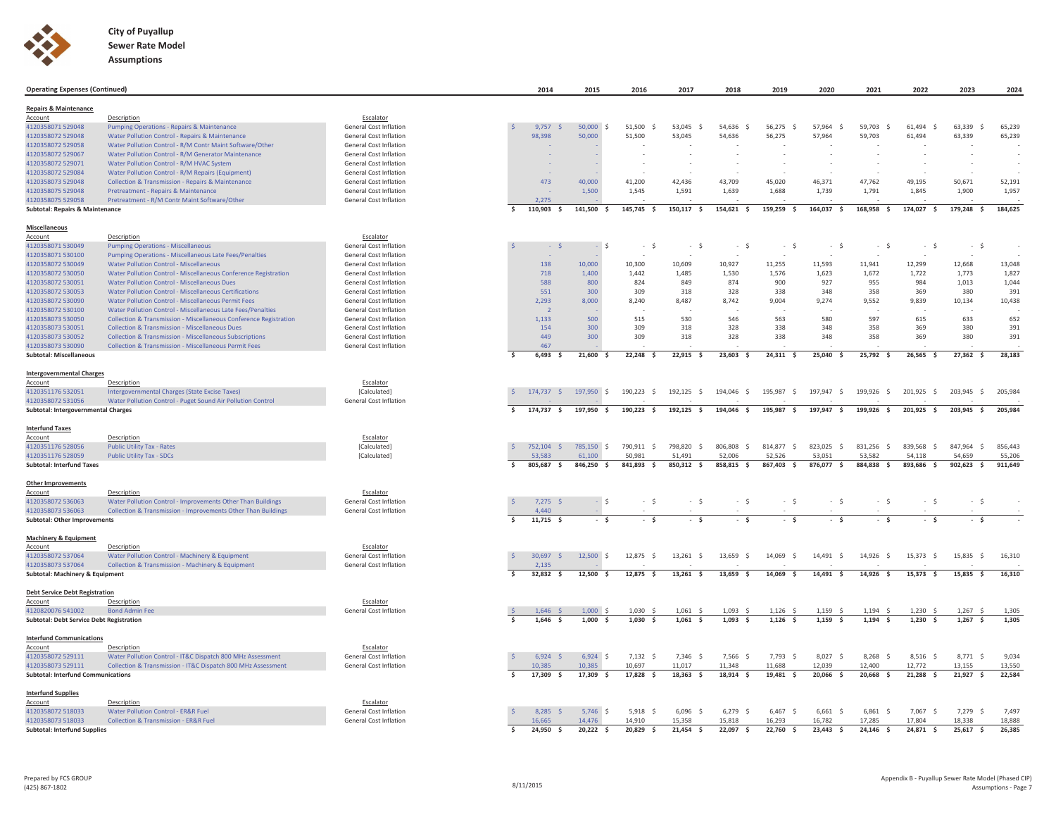# City of Puyallup
## Sewer Rate Model
## Assumptions

### Operating Expenses (Continued)

| Account | Description | Escalator | 2014 | 2015 | 2016 | 2017 | 2018 | 2019 | 2020 | 2021 | 2022 | 2023 | 2024 |
|---|---|---|---|---|---|---|---|---|---|---|---|---|---|
| **Repairs & Maintenance** | | | | | | | | | | | | | |
| 4120358071 529048 | Pumping Operations - Repairs & Maintenance | General Cost Inflation | $ 9,757 | $ 50,000 | $ 51,500 | $ 53,045 | $ 54,636 | $ 56,275 | $ 57,964 | $ 59,703 | $ 61,494 | $ 63,339 | $ 65,239 |
| 4120358072 529048 | Water Pollution Control - Repairs & Maintenance | General Cost Inflation | 98,398 | 50,000 | 51,500 | 53,045 | 54,636 | 56,275 | 57,964 | 59,703 | 61,494 | 63,339 | 65,239 |
| 4120358072 529058 | Water Pollution Control - R/M Contr Maint Software/Other | General Cost Inflation | - | - | - | - | - | - | - | - | - | - | - |
| 4120358072 529067 | Water Pollution Control - R/M Generator Maintenance | General Cost Inflation | - | - | - | - | - | - | - | - | - | - | - |
| 4120358072 529071 | Water Pollution Control - R/M HVAC System | General Cost Inflation | - | - | - | - | - | - | - | - | - | - | - |
| 4120358072 529084 | Water Pollution Control - R/M Repairs (Equipment) | General Cost Inflation | - | - | - | - | - | - | - | - | - | - | - |
| 4120358073 529048 | Collection & Transmission - Repairs & Maintenance | General Cost Inflation | 473 | 40,000 | 41,200 | 42,436 | 43,709 | 45,020 | 46,371 | 47,762 | 49,195 | 50,671 | 52,191 |
| 4120358075 529048 | Pretreatment - Repairs & Maintenance | General Cost Inflation | - | 1,500 | 1,545 | 1,591 | 1,639 | 1,688 | 1,739 | 1,791 | 1,845 | 1,900 | 1,957 |
| 4120358075 529058 | Pretreatment - R/M Contr Maint Software/Other | General Cost Inflation | 2,275 | - | - | - | - | - | - | - | - | - | - |
| **Subtotal: Repairs & Maintenance** | | | $ 110,903 | $ 141,500 | $ 145,745 | $ 150,117 | $ 154,621 | $ 159,259 | $ 164,037 | $ 168,958 | $ 174,027 | $ 179,248 | $ 184,625 |
| **Miscellaneous** | | | | | | | | | | | | | |
| 4120358071 530049 | Pumping Operations - Miscellaneous | General Cost Inflation | $ - | $ - | $ - | $ - | $ - | $ - | $ - | $ - | $ - | $ - | $ - |
| 4120358071 530100 | Pumping Operations - Miscellaneous Late Fees/Penalties | General Cost Inflation | - | - | - | - | - | - | - | - | - | - | - |
| 4120358072 530049 | Water Pollution Control - Miscellaneous | General Cost Inflation | 138 | 10,000 | 10,300 | 10,609 | 10,927 | 11,255 | 11,593 | 11,941 | 12,299 | 12,668 | 13,048 |
| 4120358072 530050 | Water Pollution Control - Miscellaneous Conference Registration | General Cost Inflation | 718 | 1,400 | 1,442 | 1,485 | 1,530 | 1,576 | 1,623 | 1,672 | 1,722 | 1,773 | 1,827 |
| 4120358072 530051 | Water Pollution Control - Miscellaneous Dues | General Cost Inflation | 588 | 800 | 824 | 849 | 874 | 900 | 927 | 955 | 984 | 1,013 | 1,044 |
| 4120358072 530053 | Water Pollution Control - Miscellaneous Certifications | General Cost Inflation | 551 | 300 | 309 | 318 | 328 | 338 | 348 | 358 | 369 | 380 | 391 |
| 4120358072 530090 | Water Pollution Control - Miscellaneous Permit Fees | General Cost Inflation | 2,293 | 8,000 | 8,240 | 8,487 | 8,742 | 9,004 | 9,274 | 9,552 | 9,839 | 10,134 | 10,438 |
| 4120358072 530100 | Water Pollution Control - Miscellaneous Late Fees/Penalties | General Cost Inflation | 2 | - | - | - | - | - | - | - | - | - | - |
| 4120358073 530050 | Collection & Transmission - Miscellaneous Conference Registration | General Cost Inflation | 1,133 | 500 | 515 | 530 | 546 | 563 | 580 | 597 | 615 | 633 | 652 |
| 4120358073 530051 | Collection & Transmission - Miscellaneous Dues | General Cost Inflation | 154 | 300 | 309 | 318 | 328 | 338 | 348 | 358 | 369 | 380 | 391 |
| 4120358073 530052 | Collection & Transmission - Miscellaneous Subscriptions | General Cost Inflation | 449 | 300 | 309 | 318 | 328 | 338 | 348 | 358 | 369 | 380 | 391 |
| 4120358073 530090 | Collection & Transmission - Miscellaneous Permit Fees | General Cost Inflation | 467 | - | - | - | - | - | - | - | - | - | - |
| **Subtotal: Miscellaneous** | | | $ 6,493 | $ 21,600 | $ 22,248 | $ 22,915 | $ 23,603 | $ 24,311 | $ 25,040 | $ 25,792 | $ 26,565 | $ 27,362 | $ 28,183 |
| **Intergovernmental Charges** | | | | | | | | | | | | | |
| 4120351176 532051 | Intergovernmental Charges (State Excise Taxes) | [Calculated] | $ 174,737 | $ 197,950 | $ 190,223 | $ 192,125 | $ 194,046 | $ 195,987 | $ 197,947 | $ 199,926 | $ 201,925 | $ 203,945 | $ 205,984 |
| 4120358072 531056 | Water Pollution Control - Puget Sound Air Pollution Control | General Cost Inflation | - | - | - | - | - | - | - | - | - | - | - |
| **Subtotal: Intergovernmental Charges** | | | $ 174,737 | $ 197,950 | $ 190,223 | $ 192,125 | $ 194,046 | $ 195,987 | $ 197,947 | $ 199,926 | $ 201,925 | $ 203,945 | $ 205,984 |
| **Interfund Taxes** | | | | | | | | | | | | | |
| 4120351176 528056 | Public Utility Tax - Rates | [Calculated] | $ 752,104 | $ 785,150 | $ 790,911 | $ 798,820 | $ 806,808 | $ 814,877 | $ 823,025 | $ 831,256 | $ 839,568 | $ 847,964 | $ 856,443 |
| 4120351176 528059 | Public Utility Tax - SDCs | [Calculated] | 53,583 | 61,100 | 50,981 | 51,491 | 52,006 | 52,526 | 53,051 | 53,582 | 54,118 | 54,659 | 55,206 |
| **Subtotal: Interfund Taxes** | | | $ 805,687 | $ 846,250 | $ 841,893 | $ 850,312 | $ 858,815 | $ 867,403 | $ 876,077 | $ 884,838 | $ 893,686 | $ 902,623 | $ 911,649 |
| **Other Improvements** | | | | | | | | | | | | | |
| 4120358072 536063 | Water Pollution Control - Improvements Other Than Buildings | General Cost Inflation | $ 7,275 | $ - | $ - | $ - | $ - | $ - | $ - | $ - | $ - | $ - | $ - |
| 4120358073 536063 | Collection & Transmission - Improvements Other Than Buildings | General Cost Inflation | 4,440 | - | - | - | - | - | - | - | - | - | - |
| **Subtotal: Other Improvements** | | | $ 11,715 | $ - | $ - | $ - | $ - | $ - | $ - | $ - | $ - | $ - | $ - |
| **Machinery & Equipment** | | | | | | | | | | | | | |
| 4120358072 537064 | Water Pollution Control - Machinery & Equipment | General Cost Inflation | $ 30,697 | $ 12,500 | $ 12,875 | $ 13,261 | $ 13,659 | $ 14,069 | $ 14,491 | $ 14,926 | $ 15,373 | $ 15,835 | $ 16,310 |
| 4120358073 537064 | Collection & Transmission - Machinery & Equipment | General Cost Inflation | 2,135 | - | - | - | - | - | - | - | - | - | - |
| **Subtotal: Machinery & Equipment** | | | $ 32,832 | $ 12,500 | $ 12,875 | $ 13,261 | $ 13,659 | $ 14,069 | $ 14,491 | $ 14,926 | $ 15,373 | $ 15,835 | $ 16,310 |
| **Debt Service Debt Registration** | | | | | | | | | | | | | |
| 4120820076 541002 | Bond Admin Fee | General Cost Inflation | $ 1,646 | $ 1,000 | $ 1,030 | $ 1,061 | $ 1,093 | $ 1,126 | $ 1,159 | $ 1,194 | $ 1,230 | $ 1,267 | $ 1,305 |
| **Subtotal: Debt Service Debt Registration** | | | $ 1,646 | $ 1,000 | $ 1,030 | $ 1,061 | $ 1,093 | $ 1,126 | $ 1,159 | $ 1,194 | $ 1,230 | $ 1,267 | $ 1,305 |
| **Interfund Communications** | | | | | | | | | | | | | |
| 4120358072 529111 | Water Pollution Control - IT&C Dispatch 800 MHz Assessment | General Cost Inflation | $ 6,924 | $ 6,924 | $ 7,132 | $ 7,346 | $ 7,566 | $ 7,793 | $ 8,027 | $ 8,268 | $ 8,516 | $ 8,771 | $ 9,034 |
| 4120358073 529111 | Collection & Transmission - IT&C Dispatch 800 MHz Assessment | General Cost Inflation | 10,385 | 10,385 | 10,697 | 11,017 | 11,348 | 11,688 | 12,039 | 12,400 | 12,772 | 13,155 | 13,550 |
| **Subtotal: Interfund Communications** | | | $ 17,309 | $ 17,309 | $ 17,828 | $ 18,363 | $ 18,914 | $ 19,481 | $ 20,066 | $ 20,668 | $ 21,288 | $ 21,927 | $ 22,584 |
| **Interfund Supplies** | | | | | | | | | | | | | |
| 4120358072 518033 | Water Pollution Control - ER&R Fuel | General Cost Inflation | $ 8,285 | $ 5,746 | $ 5,918 | $ 6,096 | $ 6,279 | $ 6,467 | $ 6,661 | $ 6,861 | $ 7,067 | $ 7,279 | $ 7,497 |
| 4120358073 518033 | Collection & Transmission - ER&R Fuel | General Cost Inflation | 16,665 | 14,476 | 14,910 | 15,358 | 15,818 | 16,293 | 16,782 | 17,285 | 17,804 | 18,338 | 18,888 |
| **Subtotal: Interfund Supplies** | | | $ 24,950 | $ 20,222 | $ 20,829 | $ 21,454 | $ 22,097 | $ 22,760 | $ 23,443 | $ 24,146 | $ 24,871 | $ 25,617 | $ 26,385 |

Prepared by FCS GROUP
(425) 867-1802

8/11/2015

Appendix B - Puyallup Sewer Rate Model (Phased CIP)
Assumptions - Page 7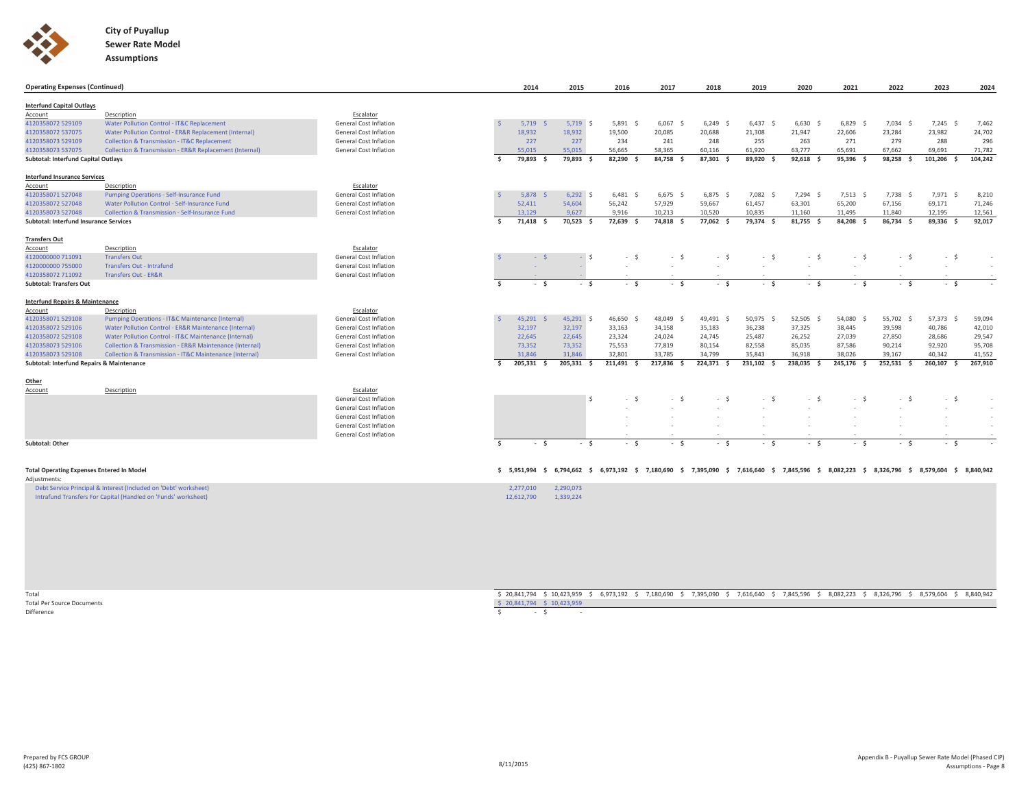# City of Puyallup
## Sewer Rate Model
### Assumptions

**Operating Expenses (Continued)**

| Account | Description | Escalator | 2014 | 2015 | 2016 | 2017 | 2018 | 2019 | 2020 | 2021 | 2022 | 2023 | 2024 |
|---|---|---|---|---|---|---|---|---|---|---|---|---|---|
| **Interfund Capital Outlays** | | | | | | | | | | | | | |
| 4120358072 529109 | Water Pollution Control - IT&C Replacement | General Cost Inflation | $ 5,719 | $ 5,719 | $ 5,891 | $ 6,067 | $ 6,249 | $ 6,437 | $ 6,630 | $ 6,829 | $ 7,034 | $ 7,245 | $ 7,462 |
| 4120358072 537075 | Water Pollution Control - ER&R Replacement (Internal) | General Cost Inflation | 18,932 | 18,932 | 19,500 | 20,085 | 20,688 | 21,308 | 21,947 | 22,606 | 23,284 | 23,982 | 24,702 |
| 4120358073 529109 | Collection & Transmission - IT&C Replacement | General Cost Inflation | 227 | 227 | 234 | 241 | 248 | 255 | 263 | 271 | 279 | 288 | 296 |
| 4120358073 537075 | Collection & Transmission - ER&R Replacement (Internal) | General Cost Inflation | 55,015 | 55,015 | 56,665 | 58,365 | 60,116 | 61,920 | 63,777 | 65,691 | 67,662 | 69,691 | 71,782 |
| **Subtotal: Interfund Capital Outlays** | | | $ 79,893 | $ 79,893 | $ 82,290 | $ 84,758 | $ 87,301 | $ 89,920 | $ 92,618 | $ 95,396 | $ 98,258 | $ 101,206 | $ 104,242 |
| **Interfund Insurance Services** | | | | | | | | | | | | | |
| 4120358071 527048 | Pumping Operations - Self-Insurance Fund | General Cost Inflation | $ 5,878 | $ 6,292 | $ 6,481 | $ 6,675 | $ 6,875 | $ 7,082 | $ 7,294 | $ 7,513 | $ 7,738 | $ 7,971 | $ 8,210 |
| 4120358072 527048 | Water Pollution Control - Self-Insurance Fund | General Cost Inflation | 52,411 | 54,604 | 56,242 | 57,929 | 59,667 | 61,457 | 63,301 | 65,200 | 67,156 | 69,171 | 71,246 |
| 4120358073 527048 | Collection & Transmission - Self-Insurance Fund | General Cost Inflation | 13,129 | 9,627 | 9,916 | 10,213 | 10,520 | 10,835 | 11,160 | 11,495 | 11,840 | 12,195 | 12,561 |
| **Subtotal: Interfund Insurance Services** | | | $ 71,418 | $ 70,523 | $ 72,639 | $ 74,818 | $ 77,062 | $ 79,374 | $ 81,755 | $ 84,208 | $ 86,734 | $ 89,336 | $ 92,017 |
| **Transfers Out** | | | | | | | | | | | | | |
| 4120000000 711091 | Transfers Out | General Cost Inflation | $ - | $ - | $ - | $ - | $ - | $ - | $ - | $ - | $ - | $ - | - |
| 4120000000 755000 | Transfers Out - Intrafund | General Cost Inflation | - | - | - | - | - | - | - | - | - | - | - |
| 4120358072 711092 | Transfers Out - ER&R | General Cost Inflation | - | - | - | - | - | - | - | - | - | - | - |
| **Subtotal: Transfers Out** | | | $ - | $ - | $ - | $ - | $ - | $ - | $ - | $ - | $ - | $ - | - |
| **Interfund Repairs & Maintenance** | | | | | | | | | | | | | |
| 4120358071 529108 | Pumping Operations - IT&C Maintenance (Internal) | General Cost Inflation | $ 45,291 | $ 45,291 | $ 46,650 | $ 48,049 | $ 49,491 | $ 50,975 | $ 52,505 | $ 54,080 | $ 55,702 | $ 57,373 | $ 59,094 |
| 4120358072 529106 | Water Pollution Control - ER&R Maintenance (Internal) | General Cost Inflation | 32,197 | 32,197 | 33,163 | 34,158 | 35,183 | 36,238 | 37,325 | 38,445 | 39,598 | 40,786 | 42,010 |
| 4120358072 529108 | Water Pollution Control - IT&C Maintenance (Internal) | General Cost Inflation | 22,645 | 22,645 | 23,324 | 24,024 | 24,745 | 25,487 | 26,252 | 27,039 | 27,850 | 28,686 | 29,547 |
| 4120358073 529106 | Collection & Transmission - ER&R Maintenance (Internal) | General Cost Inflation | 73,352 | 73,352 | 75,553 | 77,819 | 80,154 | 82,558 | 85,035 | 87,586 | 90,214 | 92,920 | 95,708 |
| 4120358073 529108 | Collection & Transmission - IT&C Maintenance (Internal) | General Cost Inflation | 31,846 | 31,846 | 32,801 | 33,785 | 34,799 | 35,843 | 36,918 | 38,026 | 39,167 | 40,342 | 41,552 |
| **Subtotal: Interfund Repairs & Maintenance** | | | $ 205,331 | $ 205,331 | $ 211,491 | $ 217,836 | $ 224,371 | $ 231,102 | $ 238,035 | $ 245,176 | $ 252,531 | $ 260,107 | $ 267,910 |
| **Other** | | | | | | | | | | | | | |
| | | General Cost Inflation | | | $ - | $ - | $ - | $ - | $ - | $ - | $ - | $ - | - |
| | | General Cost Inflation | | | - | - | - | - | - | - | - | - | - |
| | | General Cost Inflation | | | - | - | - | - | - | - | - | - | - |
| | | General Cost Inflation | | | - | - | - | - | - | - | - | - | - |
| | | General Cost Inflation | | | - | - | - | - | - | - | - | - | - |
| **Subtotal: Other** | | | $ - | $ - | $ - | $ - | $ - | $ - | $ - | $ - | $ - | $ - | - |
| **Total Operating Expenses Entered In Model** | | | $ 5,951,994 | $ 6,794,662 | $ 6,973,192 | $ 7,180,690 | $ 7,395,090 | $ 7,616,640 | $ 7,845,596 | $ 8,082,223 | $ 8,326,796 | $ 8,579,604 | $ 8,840,942 |
| Adjustments: | | | | | | | | | | | | | |
| Debt Service Principal & Interest (Included on 'Debt' worksheet) | | | 2,277,010 | 2,290,073 | | | | | | | | | |
| Intrafund Transfers For Capital (Handled on 'Funds' worksheet) | | | 12,612,790 | 1,339,224 | | | | | | | | | |
| Total | | | $ 20,841,794 | $ 10,423,959 | $ 6,973,192 | $ 7,180,690 | $ 7,395,090 | $ 7,616,640 | $ 7,845,596 | $ 8,082,223 | $ 8,326,796 | $ 8,579,604 | $ 8,840,942 |
| Total Per Source Documents | | | $ 20,841,794 | $ 10,423,959 | | | | | | | | | |
| Difference | | | $ - | $ - | | | | | | | | | |

Prepared by FCS GROUP
(425) 867-1802

8/11/2015

Appendix B - Puyallup Sewer Rate Model (Phased CIP)
Assumptions - Page 8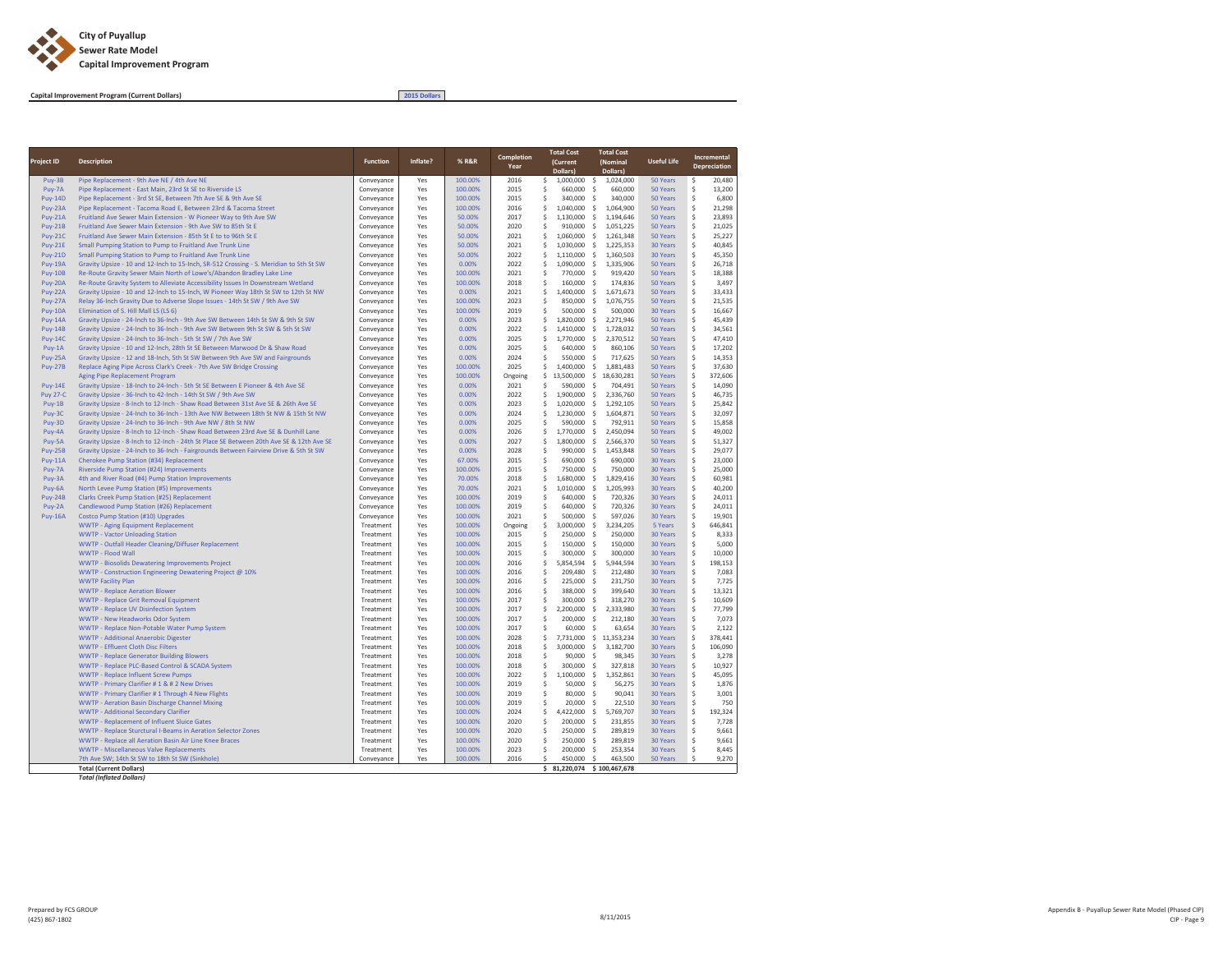**City of Puyallup**
**Sewer Rate Model**
**Capital Improvement Program**

**Capital Improvement Program (Current Dollars)** | 2015 Dollars

| Project ID | Description | Function | Inflate? | % R&R | Completion Year | Total Cost (Current Dollars) | Total Cost (Nominal Dollars) | Useful Life | Incremental Depreciation |
|---|---|---|---|---|---|---|---|---|---|
| Puy-3B | Pipe Replacement - 9th Ave NE / 4th Ave NE | Conveyance | Yes | 100.00% | 2016 | $ 1,000,000 | $ 1,024,000 | 50 Years | $ 20,480 |
| Puy-7A | Pipe Replacement - East Main, 23rd St SE to Riverside LS | Conveyance | Yes | 100.00% | 2015 | $ 660,000 | $ 660,000 | 50 Years | $ 13,200 |
| Puy-14D | Pipe Replacement - 3rd St SE, Between 7th Ave SE & 9th Ave SE | Conveyance | Yes | 100.00% | 2015 | $ 340,000 | $ 340,000 | 50 Years | $ 6,800 |
| Puy-23A | Pipe Replacement - Tacoma Road E, Between 23rd & Tacoma Street | Conveyance | Yes | 100.00% | 2016 | $ 1,040,000 | $ 1,064,900 | 50 Years | $ 21,298 |
| Puy-21A | Fruitland Ave Sewer Main Extension - W Pioneer Way to 9th Ave SW | Conveyance | Yes | 50.00% | 2017 | $ 1,130,000 | $ 1,194,646 | 50 Years | $ 23,893 |
| Puy-21B | Fruitland Ave Sewer Main Extension - 9th Ave SW to 85th St E | Conveyance | Yes | 50.00% | 2020 | $ 910,000 | $ 1,051,225 | 50 Years | $ 21,025 |
| Puy-21C | Fruitland Ave Sewer Main Extension - 85th St E to to 96th St E | Conveyance | Yes | 50.00% | 2021 | $ 1,060,000 | $ 1,261,348 | 50 Years | $ 25,227 |
| Puy-21E | Small Pumping Station to Pump to Fruitland Ave Trunk Line | Conveyance | Yes | 50.00% | 2021 | $ 1,030,000 | $ 1,225,353 | 30 Years | $ 40,845 |
| Puy-21D | Small Pumping Station to Pump to Fruitland Ave Trunk Line | Conveyance | Yes | 50.00% | 2022 | $ 1,110,000 | $ 1,360,503 | 30 Years | $ 45,350 |
| Puy-19A | Gravity Upsize - 10 and 12-Inch to 15-Inch, SR-512 Crossing - S. Meridian to 5th St SW | Conveyance | Yes | 0.00% | 2022 | $ 1,090,000 | $ 1,335,906 | 50 Years | $ 26,718 |
| Puy-10B | Re-Route Gravity Sewer Main North of Lowe's/Abandon Bradley Lake Line | Conveyance | Yes | 100.00% | 2021 | $ 770,000 | $ 919,420 | 50 Years | $ 18,388 |
| Puy-20A | Re-Route Gravity System to Alleviate Accessibility Issues In Downstream Wetland | Conveyance | Yes | 100.00% | 2018 | $ 160,000 | $ 174,836 | 50 Years | $ 3,497 |
| Puy-22A | Gravity Upsize - 10 and 12-Inch to 15-Inch, W Pioneer Way 18th St SW to 12th St NW | Conveyance | Yes | 0.00% | 2021 | $ 1,400,000 | $ 1,671,673 | 50 Years | $ 33,433 |
| Puy-27A | Relay 36-Inch Gravity Due to Adverse Slope Issues - 14th St SW / 9th Ave SW | Conveyance | Yes | 100.00% | 2023 | $ 850,000 | $ 1,076,755 | 50 Years | $ 21,535 |
| Puy-10A | Elimination of S. Hill Mall LS (LS 6) | Conveyance | Yes | 100.00% | 2019 | $ 500,000 | $ 500,000 | 30 Years | $ 16,667 |
| Puy-14A | Gravity Upsize - 24-Inch to 36-Inch - 9th Ave SW Between 14th St SW & 9th St SW | Conveyance | Yes | 0.00% | 2023 | $ 1,820,000 | $ 2,271,946 | 50 Years | $ 45,439 |
| Puy-14B | Gravity Upsize - 24-Inch to 36-Inch - 9th Ave SW Between 9th St SW & 5th St SW | Conveyance | Yes | 0.00% | 2022 | $ 1,410,000 | $ 1,728,032 | 50 Years | $ 34,561 |
| Puy-14C | Gravity Upsize - 24-Inch to 36-Inch - 5th St SW / 7th Ave SW | Conveyance | Yes | 0.00% | 2025 | $ 1,770,000 | $ 2,370,512 | 50 Years | $ 47,410 |
| Puy-1A | Gravity Upsize - 10 and 12-Inch, 28th St SE Between Marwood Dr & Shaw Road | Conveyance | Yes | 0.00% | 2025 | $ 640,000 | $ 860,106 | 50 Years | $ 17,202 |
| Puy-25A | Gravity Upsize - 12 and 18-Inch, 5th St SW Between 9th Ave SW and Fairgrounds | Conveyance | Yes | 0.00% | 2024 | $ 550,000 | $ 717,625 | 50 Years | $ 14,353 |
| Puy-27B | Replace Aging Pipe Across Clark's Creek - 7th Ave SW Bridge Crossing | Conveyance | Yes | 100.00% | 2025 | $ 1,400,000 | $ 1,881,483 | 50 Years | $ 37,630 |
| | Aging Pipe Replacement Program | Conveyance | Yes | 100.00% | Ongoing | $ 13,500,000 | $ 18,630,281 | 50 Years | $ 372,606 |
| Puy-14E | Gravity Upsize - 18-Inch to 24-Inch - 5th St SE Between E Pioneer & 4th Ave SE | Conveyance | Yes | 0.00% | 2021 | $ 590,000 | $ 704,491 | 50 Years | $ 14,090 |
| Puy 27-C | Gravity Upsize - 36-Inch to 42-Inch - 14th St SW / 9th Ave SW | Conveyance | Yes | 0.00% | 2022 | $ 1,900,000 | $ 2,336,760 | 50 Years | $ 46,735 |
| Puy-1B | Gravity Upsize - 8-Inch to 12-Inch - Shaw Road Between 31st Ave SE & 26th Ave SE | Conveyance | Yes | 0.00% | 2023 | $ 1,020,000 | $ 1,292,105 | 50 Years | $ 25,842 |
| Puy-3C | Gravity Upsize - 24-Inch to 36-Inch - 13th Ave NW Between 18th St NW & 15th St NW | Conveyance | Yes | 0.00% | 2024 | $ 1,230,000 | $ 1,604,871 | 50 Years | $ 32,097 |
| Puy-3D | Gravity Upsize - 24-Inch to 36-Inch - 9th Ave NW / 8th St NW | Conveyance | Yes | 0.00% | 2025 | $ 590,000 | $ 792,911 | 50 Years | $ 15,858 |
| Puy-4A | Gravity Upsize - 8-Inch to 12-Inch - Shaw Road Between 23rd Ave SE & Dunhill Lane | Conveyance | Yes | 0.00% | 2026 | $ 1,770,000 | $ 2,450,094 | 50 Years | $ 49,002 |
| Puy-5A | Gravity Upsize - 8-Inch to 12-Inch - 24th St Place SE Between 20th Ave SE & 12th Ave SE | Conveyance | Yes | 0.00% | 2027 | $ 1,800,000 | $ 2,566,370 | 50 Years | $ 51,327 |
| Puy-25B | Gravity Upsize - 24-Inch to 36-Inch - Fairgrounds Between Fairview Drive & 5th St SW | Conveyance | Yes | 0.00% | 2028 | $ 990,000 | $ 1,453,848 | 50 Years | $ 29,077 |
| Puy-11A | Cherokee Pump Station (#34) Replacement | Conveyance | Yes | 67.00% | 2015 | $ 690,000 | $ 690,000 | 30 Years | $ 23,000 |
| Puy-7A | Riverside Pump Station (#24) Improvements | Conveyance | Yes | 100.00% | 2015 | $ 750,000 | $ 750,000 | 30 Years | $ 25,000 |
| Puy-3A | 4th and River Road (#4) Pump Station Improvements | Conveyance | Yes | 70.00% | 2018 | $ 1,680,000 | $ 1,829,416 | 30 Years | $ 60,981 |
| Puy-6A | North Levee Pump Station (#5) Improvements | Conveyance | Yes | 70.00% | 2021 | $ 1,010,000 | $ 1,205,993 | 30 Years | $ 40,200 |
| Puy-24B | Clarks Creek Pump Station (#25) Replacement | Conveyance | Yes | 100.00% | 2019 | $ 640,000 | $ 720,326 | 30 Years | $ 24,011 |
| Puy-2A | Candlewood Pump Station (#26) Replacement | Conveyance | Yes | 100.00% | 2019 | $ 640,000 | $ 720,326 | 30 Years | $ 24,011 |
| Puy-16A | Costco Pump Station (#10) Upgrades | Conveyance | Yes | 100.00% | 2021 | $ 500,000 | $ 597,026 | 30 Years | $ 19,901 |
| | WWTP - Aging Equipment Replacement | Treatment | Yes | 100.00% | Ongoing | $ 3,000,000 | $ 3,234,205 | 5 Years | $ 646,841 |
| | WWTP - Vactor Unloading Station | Treatment | Yes | 100.00% | 2015 | $ 250,000 | $ 250,000 | 30 Years | $ 8,333 |
| | WWTP - Outfall Header Cleaning/Diffuser Replacement | Treatment | Yes | 100.00% | 2015 | $ 150,000 | $ 150,000 | 30 Years | $ 5,000 |
| | WWTP - Flood Wall | Treatment | Yes | 100.00% | 2015 | $ 300,000 | $ 300,000 | 30 Years | $ 10,000 |
| | WWTP - Biosolids Dewatering Improvements Project | Treatment | Yes | 100.00% | 2016 | $ 5,854,594 | $ 5,944,594 | 30 Years | $ 198,153 |
| | WWTP - Construction Engineering Dewatering Project @ 10% | Treatment | Yes | 100.00% | 2016 | $ 209,480 | $ 212,480 | 30 Years | $ 7,083 |
| | WWTP Facility Plan | Treatment | Yes | 100.00% | 2016 | $ 225,000 | $ 231,750 | 30 Years | $ 7,725 |
| | WWTP - Replace Aeration Blower | Treatment | Yes | 100.00% | 2016 | $ 388,000 | $ 399,640 | 30 Years | $ 13,321 |
| | WWTP - Replace Grit Removal Equipment | Treatment | Yes | 100.00% | 2017 | $ 300,000 | $ 318,270 | 30 Years | $ 10,609 |
| | WWTP - Replace UV Disinfection System | Treatment | Yes | 100.00% | 2017 | $ 2,200,000 | $ 2,333,980 | 30 Years | $ 77,799 |
| | WWTP - New Headworks Odor System | Treatment | Yes | 100.00% | 2017 | $ 200,000 | $ 212,180 | 30 Years | $ 7,073 |
| | WWTP - Replace Non-Potable Water Pump System | Treatment | Yes | 100.00% | 2017 | $ 60,000 | $ 63,654 | 30 Years | $ 2,122 |
| | WWTP - Additional Anaerobic Digester | Treatment | Yes | 100.00% | 2028 | $ 7,731,000 | $ 11,353,234 | 30 Years | $ 378,441 |
| | WWTP - Effluent Cloth Disc Filters | Treatment | Yes | 100.00% | 2018 | $ 3,000,000 | $ 3,182,700 | 30 Years | $ 106,090 |
| | WWTP - Replace Generator Building Blowers | Treatment | Yes | 100.00% | 2018 | $ 90,000 | $ 98,345 | 30 Years | $ 3,278 |
| | WWTP - Replace PLC-Based Control & SCADA System | Treatment | Yes | 100.00% | 2018 | $ 300,000 | $ 327,818 | 30 Years | $ 10,927 |
| | WWTP - Replace Influent Screw Pumps | Treatment | Yes | 100.00% | 2022 | $ 1,100,000 | $ 1,352,861 | 30 Years | $ 45,095 |
| | WWTP - Primary Clarifier # 1 & # 2 New Drives | Treatment | Yes | 100.00% | 2019 | $ 50,000 | $ 56,275 | 30 Years | $ 1,876 |
| | WWTP - Primary Clarifier # 1 Through 4 New Flights | Treatment | Yes | 100.00% | 2019 | $ 80,000 | $ 90,041 | 30 Years | $ 3,001 |
| | WWTP - Aeration Basin Discharge Channel Mixing | Treatment | Yes | 100.00% | 2019 | $ 20,000 | $ 22,510 | 30 Years | $ 750 |
| | WWTP - Additional Secondary Clarifier | Treatment | Yes | 100.00% | 2024 | $ 4,422,000 | $ 5,769,707 | 30 Years | $ 192,324 |
| | WWTP - Replacement of Influent Sluice Gates | Treatment | Yes | 100.00% | 2020 | $ 200,000 | $ 231,855 | 30 Years | $ 7,728 |
| | WWTP - Replace Sturctural I-Beams in Aeration Selector Zones | Treatment | Yes | 100.00% | 2020 | $ 250,000 | $ 289,819 | 30 Years | $ 9,661 |
| | WWTP - Replace all Aeration Basin Air Line Knee Braces | Treatment | Yes | 100.00% | 2020 | $ 250,000 | $ 289,819 | 30 Years | $ 9,661 |
| | WWTP - Miscellaneous Valve Replacements | Treatment | Yes | 100.00% | 2023 | $ 200,000 | $ 253,354 | 30 Years | $ 8,445 |
| | 7th Ave SW; 14th St SW to 18th St SW (Sinkhole) | Conveyance | Yes | 100.00% | 2016 | $ 450,000 | $ 463,500 | 50 Years | $ 9,270 |
| | **Total (Current Dollars)** | | | | | $ 81,220,074 | $ 100,467,678 | | |
| | *Total (Inflated Dollars)* | | | | | | | | |

Prepared by FCS GROUP
(425) 867-1802

8/11/2015

Appendix B - Puyallup Sewer Rate Model (Phased CIP)
CIP - Page 9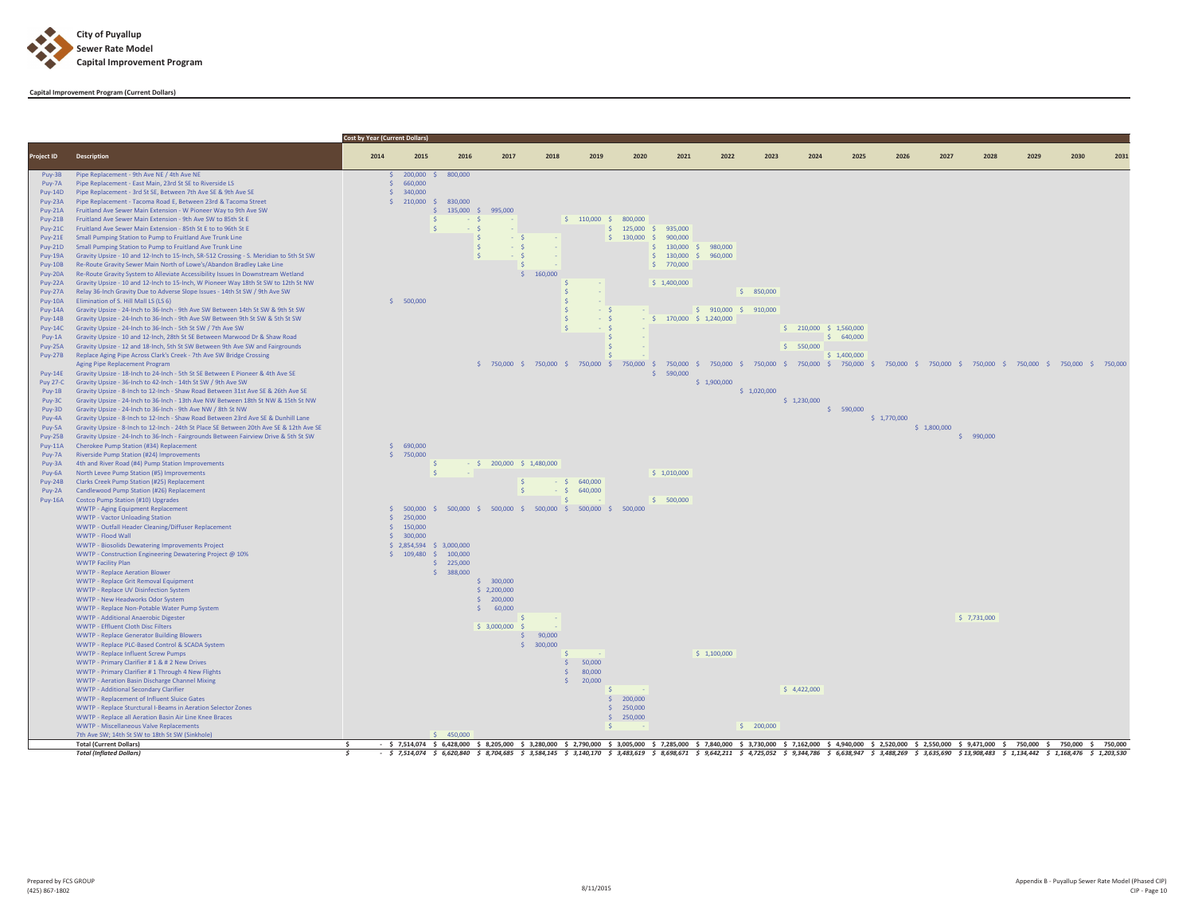**City of Puyallup**
**Sewer Rate Model**
**Capital Improvement Program**

**Capital Improvement Program (Current Dollars)**

| | | Cost by Year (Current Dollars) | | | | | | | | | | | | | | | | | |
|---|---|---|---|---|---|---|---|---|---|---|---|---|---|---|---|---|---|---|---|
| **Project ID** | **Description** | **2014** | **2015** | **2016** | **2017** | **2018** | **2019** | **2020** | **2021** | **2022** | **2023** | **2024** | **2025** | **2026** | **2027** | **2028** | **2029** | **2030** | **2031** |
| Puy-3B | Pipe Replacement - 9th Ave NE / 4th Ave NE | | $ 200,000 | $ 800,000 | | | | | | | | | | | | | | | |
| Puy-7A | Pipe Replacement - East Main, 23rd St SE to Riverside LS | | $ 660,000 | | | | | | | | | | | | | | | | |
| Puy-14D | Pipe Replacement - 3rd St SE, Between 7th Ave SE & 9th Ave SE | | $ 340,000 | | | | | | | | | | | | | | | | |
| Puy-23A | Pipe Replacement - Tacoma Road E, Between 23rd & Tacoma Street | | $ 210,000 | $ 830,000 | | | | | | | | | | | | | | | |
| Puy-21A | Fruitland Ave Sewer Main Extension - W Pioneer Way to 9th Ave SW | | | $ 135,000 | $ 995,000 | | | | | | | | | | | | | | |
| Puy-21B | Fruitland Ave Sewer Main Extension - 9th Ave SW to 85th St E | | | $ - | $ - | | $ 110,000 | $ 800,000 | | | | | | | | | | | |
| Puy-21C | Fruitland Ave Sewer Main Extension - 85th St E to to 96th St E | | | $ - | $ - | | | $ 125,000 | $ 935,000 | | | | | | | | | | |
| Puy-21E | Small Pumping Station to Pump to Fruitland Ave Trunk Line | | | | $ - | $ - | | $ 130,000 | $ 900,000 | | | | | | | | | | |
| Puy-21D | Small Pumping Station to Pump to Fruitland Ave Trunk Line | | | | $ - | $ - | | | $ 130,000 | $ 980,000 | | | | | | | | | |
| Puy-19A | Gravity Upsize - 10 and 12-Inch to 15-Inch, SR-512 Crossing - S. Meridian to 5th St SW | | | | $ - | $ - | | | $ 130,000 | $ 960,000 | | | | | | | | | |
| Puy-10B | Re-Route Gravity Sewer Main North of Lowe's/Abandon Bradley Lake Line | | | | | $ - | | | $ 770,000 | | | | | | | | | | |
| Puy-20A | Re-Route Gravity System to Alleviate Accessibility Issues In Downstream Wetland | | | | | $ 160,000 | | | | | | | | | | | | | |
| Puy-22A | Gravity Upsize - 10 and 12-Inch to 15-Inch, W Pioneer Way 18th St SW to 12th St NW | | | | | | $ - | | $ 1,400,000 | | | | | | | | | | |
| Puy-27A | Relay 36-Inch Gravity Due to Adverse Slope Issues - 14th St SW / 9th Ave SW | | | | | | $ - | | | | $ 850,000 | | | | | | | | |
| Puy-10A | Elimination of S. Hill Mall LS (LS 6) | | $ 500,000 | | | | $ - | | | | | | | | | | | | |
| Puy-14A | Gravity Upsize - 24-Inch to 36-Inch - 9th Ave SW Between 14th St SW & 9th St SW | | | | | | $ - | $ - | | $ 910,000 | $ 910,000 | | | | | | | | |
| Puy-14B | Gravity Upsize - 24-Inch to 36-Inch - 9th Ave SW Between 9th St SW & 5th St SW | | | | | | $ - | $ - | $ 170,000 | $ 1,240,000 | | | | | | | | | |
| Puy-14C | Gravity Upsize - 24-Inch to 36-Inch - 5th St SW / 7th Ave SW | | | | | | $ - | $ - | | | | $ 210,000 | $ 1,560,000 | | | | | | |
| Puy-1A | Gravity Upsize - 10 and 12-Inch, 28th St SE Between Marwood Dr & Shaw Road | | | | | | | $ - | | | | | $ 640,000 | | | | | | |
| Puy-25A | Gravity Upsize - 12 and 18-Inch, 5th St SW Between 9th Ave SW and Fairgrounds | | | | | | | $ - | | | | $ 550,000 | | | | | | | |
| Puy-27B | Replace Aging Pipe Across Clark's Creek - 7th Ave SW Bridge Crossing | | | | | | | $ - | | | | | $ 1,400,000 | | | | | | |
| | Aging Pipe Replacement Program | | | | $ 750,000 | $ 750,000 | $ 750,000 | $ 750,000 | $ 750,000 | $ 750,000 | $ 750,000 | $ 750,000 | $ 750,000 | $ 750,000 | $ 750,000 | $ 750,000 | $ 750,000 | $ 750,000 | $ 750,000 |
| Puy-14E | Gravity Upsize - 18-Inch to 24-Inch - 5th St SE Between E Pioneer & 4th Ave SE | | | | | | | | $ 590,000 | | | | | | | | | | |
| Puy 27-C | Gravity Upsize - 36-Inch to 42-Inch - 14th St SW / 9th Ave SW | | | | | | | | | $ 1,900,000 | | | | | | | | | |
| Puy-1B | Gravity Upsize - 8-Inch to 12-Inch - Shaw Road Between 31st Ave SE & 26th Ave SE | | | | | | | | | | $ 1,020,000 | | | | | | | | |
| Puy-3C | Gravity Upsize - 24-Inch to 36-Inch - 13th Ave NW Between 18th St NW & 15th St NW | | | | | | | | | | | $ 1,230,000 | | | | | | | |
| Puy-3D | Gravity Upsize - 24-Inch to 36-Inch - 9th Ave NW / 8th St NW | | | | | | | | | | | | $ 590,000 | | | | | | |
| Puy-4A | Gravity Upsize - 8-Inch to 12-Inch - Shaw Road Between 23rd Ave SE & Dunhill Lane | | | | | | | | | | | | | $ 1,770,000 | | | | | |
| Puy-5A | Gravity Upsize - 8-Inch to 12-Inch - 24th St Place SE Between 20th Ave SE & 12th Ave SE | | | | | | | | | | | | | | $ 1,800,000 | | | | |
| Puy-25B | Gravity Upsize - 24-Inch to 36-Inch - Fairgrounds Between Fairview Drive & 5th St SW | | | | | | | | | | | | | | | $ 990,000 | | | |
| Puy-11A | Cherokee Pump Station (#34) Replacement | | $ 690,000 | | | | | | | | | | | | | | | | |
| Puy-7A | Riverside Pump Station (#24) Improvements | | $ 750,000 | | | | | | | | | | | | | | | | |
| Puy-3A | 4th and River Road (#4) Pump Station Improvements | | | $ - | $ 200,000 | $ 1,480,000 | | | | | | | | | | | | | |
| Puy-6A | North Levee Pump Station (#5) Improvements | | | $ - | | | | | $ 1,010,000 | | | | | | | | | | |
| Puy-24B | Clarks Creek Pump Station (#25) Replacement | | | | | $ - | $ 640,000 | | | | | | | | | | | | |
| Puy-2A | Candlewood Pump Station (#26) Replacement | | | | | $ - | $ 640,000 | | | | | | | | | | | | |
| Puy-16A | Costco Pump Station (#10) Upgrades | | | | | | $ - | | $ 500,000 | | | | | | | | | | |
| | WWTP - Aging Equipment Replacement | | $ 500,000 | $ 500,000 | $ 500,000 | $ 500,000 | $ 500,000 | $ 500,000 | | | | | | | | | | | |
| | WWTP - Vactor Unloading Station | | $ 250,000 | | | | | | | | | | | | | | | | |
| | WWTP - Outfall Header Cleaning/Diffuser Replacement | | $ 150,000 | | | | | | | | | | | | | | | | |
| | WWTP - Flood Wall | | $ 300,000 | | | | | | | | | | | | | | | | |
| | WWTP - Biosolids Dewatering Improvements Project | | $ 2,854,594 | $ 3,000,000 | | | | | | | | | | | | | | | |
| | WWTP - Construction Engineering Dewatering Project @ 10% | | $ 109,480 | $ 100,000 | | | | | | | | | | | | | | | |
| | WWTP Facility Plan | | | $ 225,000 | | | | | | | | | | | | | | | |
| | WWTP - Replace Aeration Blower | | | $ 388,000 | | | | | | | | | | | | | | | |
| | WWTP - Replace Grit Removal Equipment | | | | $ 300,000 | | | | | | | | | | | | | | |
| | WWTP - Replace UV Disinfection System | | | | $ 2,200,000 | | | | | | | | | | | | | | |
| | WWTP - New Headworks Odor System | | | | $ 200,000 | | | | | | | | | | | | | | |
| | WWTP - Replace Non-Potable Water Pump System | | | | $ 60,000 | | | | | | | | | | | | | | |
| | WWTP - Additional Anaerobic Digester | | | | | $ - | | | | | | | | | | $ 7,731,000 | | | |
| | WWTP - Effluent Cloth Disc Filters | | | | $ 3,000,000 | $ - | | | | | | | | | | | | | |
| | WWTP - Replace Generator Building Blowers | | | | | $ 90,000 | | | | | | | | | | | | | |
| | WWTP - Replace PLC-Based Control & SCADA System | | | | | $ 300,000 | | | | | | | | | | | | | |
| | WWTP - Replace Influent Screw Pumps | | | | | | $ - | | | $ 1,100,000 | | | | | | | | | |
| | WWTP - Primary Clarifier # 1 & # 2 New Drives | | | | | | $ 50,000 | | | | | | | | | | | | |
| | WWTP - Primary Clarifier # 1 Through 4 New Flights | | | | | | $ 80,000 | | | | | | | | | | | | |
| | WWTP - Aeration Basin Discharge Channel Mixing | | | | | | $ 20,000 | | | | | | | | | | | | |
| | WWTP - Additional Secondary Clarifier | | | | | | | $ - | | | | $ 4,422,000 | | | | | | | |
| | WWTP - Replacement of Influent Sluice Gates | | | | | | | $ 200,000 | | | | | | | | | | | |
| | WWTP - Replace Sturctural I-Beams in Aeration Selector Zones | | | | | | | $ 250,000 | | | | | | | | | | | |
| | WWTP - Replace all Aeration Basin Air Line Knee Braces | | | | | | | $ 250,000 | | | | | | | | | | | |
| | WWTP - Miscellaneous Valve Replacements | | | | | | | $ - | | | $ 200,000 | | | | | | | | |
| | 7th Ave SW; 14th St SW to 18th St SW (Sinkhole) | | | $ 450,000 | | | | | | | | | | | | | | | |
| | **Total (Current Dollars)** | **$ -** | **$ 7,514,074** | **$ 6,428,000** | **$ 8,205,000** | **$ 3,280,000** | **$ 2,790,000** | **$ 3,005,000** | **$ 7,285,000** | **$ 7,840,000** | **$ 3,730,000** | **$ 7,162,000** | **$ 4,940,000** | **$ 2,520,000** | **$ 2,550,000** | **$ 9,471,000** | **$ 750,000** | **$ 750,000** | **$ 750,000** |
| | ***Total (Inflated Dollars)*** | ***$ -*** | ***$ 7,514,074*** | ***$ 6,620,840*** | ***$ 8,704,685*** | ***$ 3,584,145*** | ***$ 3,140,170*** | ***$ 3,483,619*** | ***$ 8,698,671*** | ***$ 9,642,211*** | ***$ 4,725,052*** | ***$ 9,344,786*** | ***$ 6,638,947*** | ***$ 3,488,269*** | ***$ 3,635,690*** | ***$ 13,908,483*** | ***$ 1,134,442*** | ***$ 1,168,476*** | ***$ 1,203,530*** |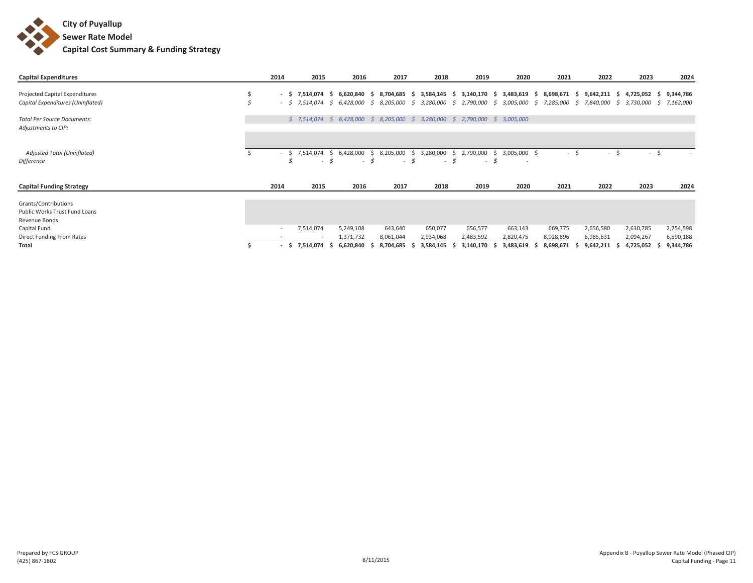# City of Puyallup
## Sewer Rate Model
## Capital Cost Summary & Funding Strategy

| Capital Expenditures | 2014 | 2015 | 2016 | 2017 | 2018 | 2019 | 2020 | 2021 | 2022 | 2023 | 2024 |
|---|---|---|---|---|---|---|---|---|---|---|---|
| Projected Capital Expenditures | **$ -** | **$ 7,514,074** | **$ 6,620,840** | **$ 8,704,685** | **$ 3,584,145** | **$ 3,140,170** | **$ 3,483,619** | **$ 8,698,671** | **$ 9,642,211** | **$ 4,725,052** | **$ 9,344,786** |
| *Capital Expenditures (Uninflated)* | *$ -* | *$ 7,514,074* | *$ 6,428,000* | *$ 8,205,000* | *$ 3,280,000* | *$ 2,790,000* | *$ 3,005,000* | *$ 7,285,000* | *$ 7,840,000* | *$ 3,730,000* | *$ 7,162,000* |
| *Total Per Source Documents:* | | *$ 7,514,074* | *$ 6,428,000* | *$ 8,205,000* | *$ 3,280,000* | *$ 2,790,000* | *$ 3,005,000* | | | | |
| *Adjustments to CIP:* | | | | | | | | | | | |
| *Adjusted Total (Uninflated)* | $ - | $ 7,514,074 | $ 6,428,000 | $ 8,205,000 | $ 3,280,000 | $ 2,790,000 | $ 3,005,000 | $ - | $ - | $ - | $ - |
| *Difference* | | *$ -* | *$ -* | *$ -* | *$ -* | *$ -* | *$ -* | | | | |

| Capital Funding Strategy | 2014 | 2015 | 2016 | 2017 | 2018 | 2019 | 2020 | 2021 | 2022 | 2023 | 2024 |
|---|---|---|---|---|---|---|---|---|---|---|---|
| Grants/Contributions | | | | | | | | | | | |
| Public Works Trust Fund Loans | | | | | | | | | | | |
| Revenue Bonds | | | | | | | | | | | |
| Capital Fund | - | 7,514,074 | 5,249,108 | 643,640 | 650,077 | 656,577 | 663,143 | 669,775 | 2,656,580 | 2,630,785 | 2,754,598 |
| Direct Funding From Rates | - | - | 1,371,732 | 8,061,044 | 2,934,068 | 2,483,592 | 2,820,475 | 8,028,896 | 6,985,631 | 2,094,267 | 6,590,188 |
| **Total** | **$ -** | **$ 7,514,074** | **$ 6,620,840** | **$ 8,704,685** | **$ 3,584,145** | **$ 3,140,170** | **$ 3,483,619** | **$ 8,698,671** | **$ 9,642,211** | **$ 4,725,052** | **$ 9,344,786** |

Prepared by FCS GROUP
(425) 867-1802

8/11/2015

Appendix B - Puyallup Sewer Rate Model (Phased CIP)
Capital Funding - Page 11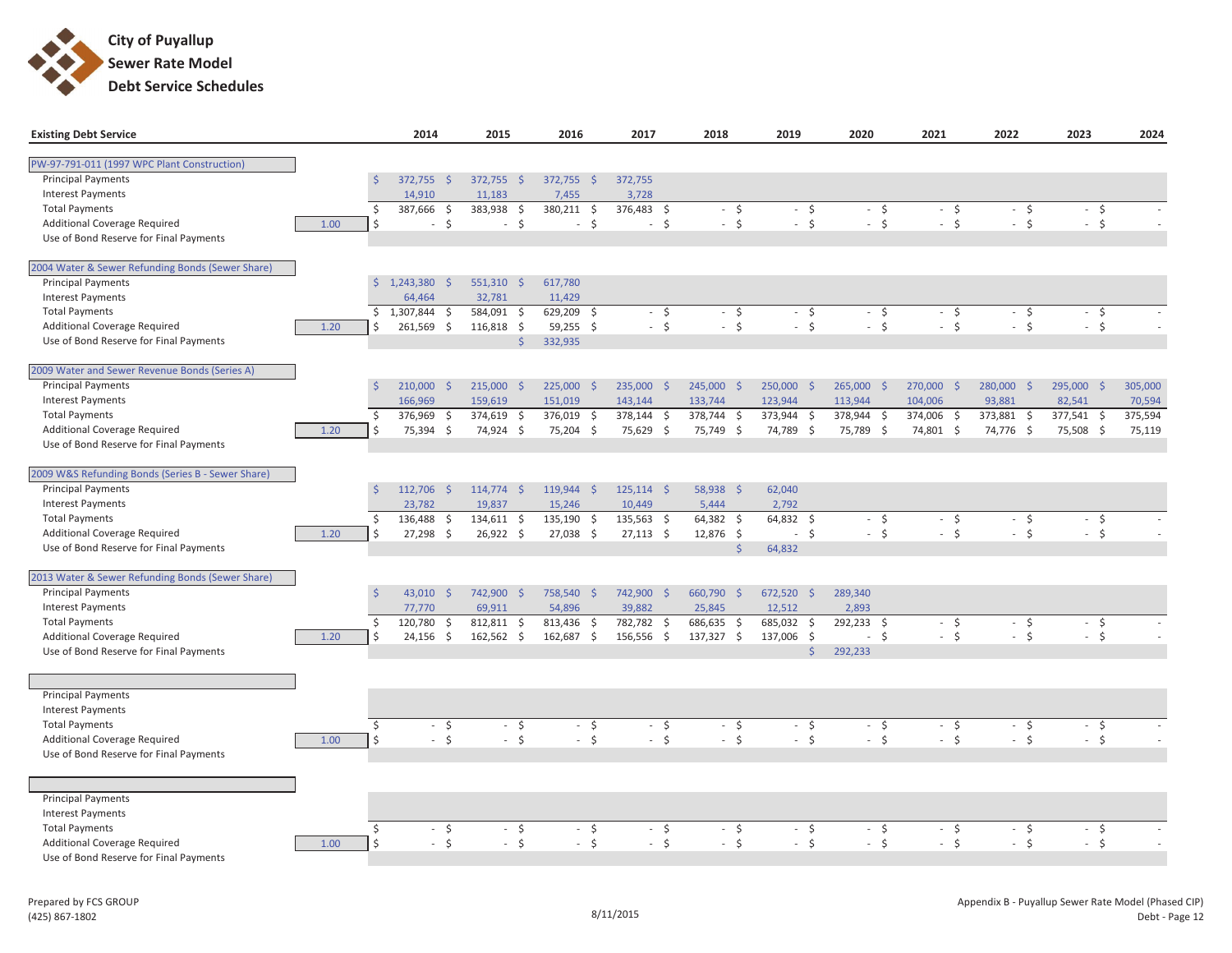# City of Puyallup
## Sewer Rate Model
## Debt Service Schedules

| Existing Debt Service | | 2014 | 2015 | 2016 | 2017 | 2018 | 2019 | 2020 | 2021 | 2022 | 2023 | 2024 |
|---|---|---|---|---|---|---|---|---|---|---|---|---|
| **PW-97-791-011 (1997 WPC Plant Construction)** | | | | | | | | | | | | |
| Principal Payments | | $ 372,755 | $ 372,755 | $ 372,755 | $ 372,755 | | | | | | | |
| Interest Payments | | 14,910 | 11,183 | 7,455 | 3,728 | | | | | | | |
| Total Payments | | $ 387,666 | $ 383,938 | $ 380,211 | $ 376,483 | $ - | $ - | $ - | $ - | $ - | $ - | $ - |
| Additional Coverage Required | 1.00 | $ - | $ - | $ - | $ - | $ - | $ - | $ - | $ - | $ - | $ - | $ - |
| Use of Bond Reserve for Final Payments | | | | | | | | | | | | |
| **2004 Water & Sewer Refunding Bonds (Sewer Share)** | | | | | | | | | | | | |
| Principal Payments | | $ 1,243,380 | $ 551,310 | $ 617,780 | | | | | | | | |
| Interest Payments | | 64,464 | 32,781 | 11,429 | | | | | | | | |
| Total Payments | | $ 1,307,844 | $ 584,091 | $ 629,209 | $ - | $ - | $ - | $ - | $ - | $ - | $ - | $ - |
| Additional Coverage Required | 1.20 | $ 261,569 | $ 116,818 | $ 59,255 | $ - | $ - | $ - | $ - | $ - | $ - | $ - | $ - |
| Use of Bond Reserve for Final Payments | | | | $ 332,935 | | | | | | | | |
| **2009 Water and Sewer Revenue Bonds (Series A)** | | | | | | | | | | | | |
| Principal Payments | | $ 210,000 | $ 215,000 | $ 225,000 | $ 235,000 | $ 245,000 | $ 250,000 | $ 265,000 | $ 270,000 | $ 280,000 | $ 295,000 | $ 305,000 |
| Interest Payments | | 166,969 | 159,619 | 151,019 | 143,144 | 133,744 | 123,944 | 113,944 | 104,006 | 93,881 | 82,541 | 70,594 |
| Total Payments | | $ 376,969 | $ 374,619 | $ 376,019 | $ 378,144 | $ 378,744 | $ 373,944 | $ 378,944 | $ 374,006 | $ 373,881 | $ 377,541 | $ 375,594 |
| Additional Coverage Required | 1.20 | $ 75,394 | $ 74,924 | $ 75,204 | $ 75,629 | $ 75,749 | $ 74,789 | $ 75,789 | $ 74,801 | $ 74,776 | $ 75,508 | $ 75,119 |
| Use of Bond Reserve for Final Payments | | | | | | | | | | | | |
| **2009 W&S Refunding Bonds (Series B - Sewer Share)** | | | | | | | | | | | | |
| Principal Payments | | $ 112,706 | $ 114,774 | $ 119,944 | $ 125,114 | $ 58,938 | $ 62,040 | | | | | |
| Interest Payments | | 23,782 | 19,837 | 15,246 | 10,449 | 5,444 | 2,792 | | | | | |
| Total Payments | | $ 136,488 | $ 134,611 | $ 135,190 | $ 135,563 | $ 64,382 | $ 64,832 | $ - | $ - | $ - | $ - | $ - |
| Additional Coverage Required | 1.20 | $ 27,298 | $ 26,922 | $ 27,038 | $ 27,113 | $ 12,876 | $ - | $ - | $ - | $ - | $ - | $ - |
| Use of Bond Reserve for Final Payments | | | | | | | $ 64,832 | | | | | |
| **2013 Water & Sewer Refunding Bonds (Sewer Share)** | | | | | | | | | | | | |
| Principal Payments | | $ 43,010 | $ 742,900 | $ 758,540 | $ 742,900 | $ 660,790 | $ 672,520 | $ 289,340 | | | | |
| Interest Payments | | 77,770 | 69,911 | 54,896 | 39,882 | 25,845 | 12,512 | 2,893 | | | | |
| Total Payments | | $ 120,780 | $ 812,811 | $ 813,436 | $ 782,782 | $ 686,635 | $ 685,032 | $ 292,233 | $ - | $ - | $ - | $ - |
| Additional Coverage Required | 1.20 | $ 24,156 | $ 162,562 | $ 162,687 | $ 156,556 | $ 137,327 | $ 137,006 | $ - | $ - | $ - | $ - | $ - |
| Use of Bond Reserve for Final Payments | | | | | | | | $ 292,233 | | | | |
| | | | | | | | | | | | | |
| Principal Payments | | | | | | | | | | | | |
| Interest Payments | | | | | | | | | | | | |
| Total Payments | | $ - | $ - | $ - | $ - | $ - | $ - | $ - | $ - | $ - | $ - | $ - |
| Additional Coverage Required | 1.00 | $ - | $ - | $ - | $ - | $ - | $ - | $ - | $ - | $ - | $ - | $ - |
| Use of Bond Reserve for Final Payments | | | | | | | | | | | | |
| | | | | | | | | | | | | |
| Principal Payments | | | | | | | | | | | | |
| Interest Payments | | | | | | | | | | | | |
| Total Payments | | $ - | $ - | $ - | $ - | $ - | $ - | $ - | $ - | $ - | $ - | $ - |
| Additional Coverage Required | 1.00 | $ - | $ - | $ - | $ - | $ - | $ - | $ - | $ - | $ - | $ - | $ - |
| Use of Bond Reserve for Final Payments | | | | | | | | | | | | |

Prepared by FCS GROUP
(425) 867-1802

8/11/2015

Appendix B - Puyallup Sewer Rate Model (Phased CIP)
Debt - Page 12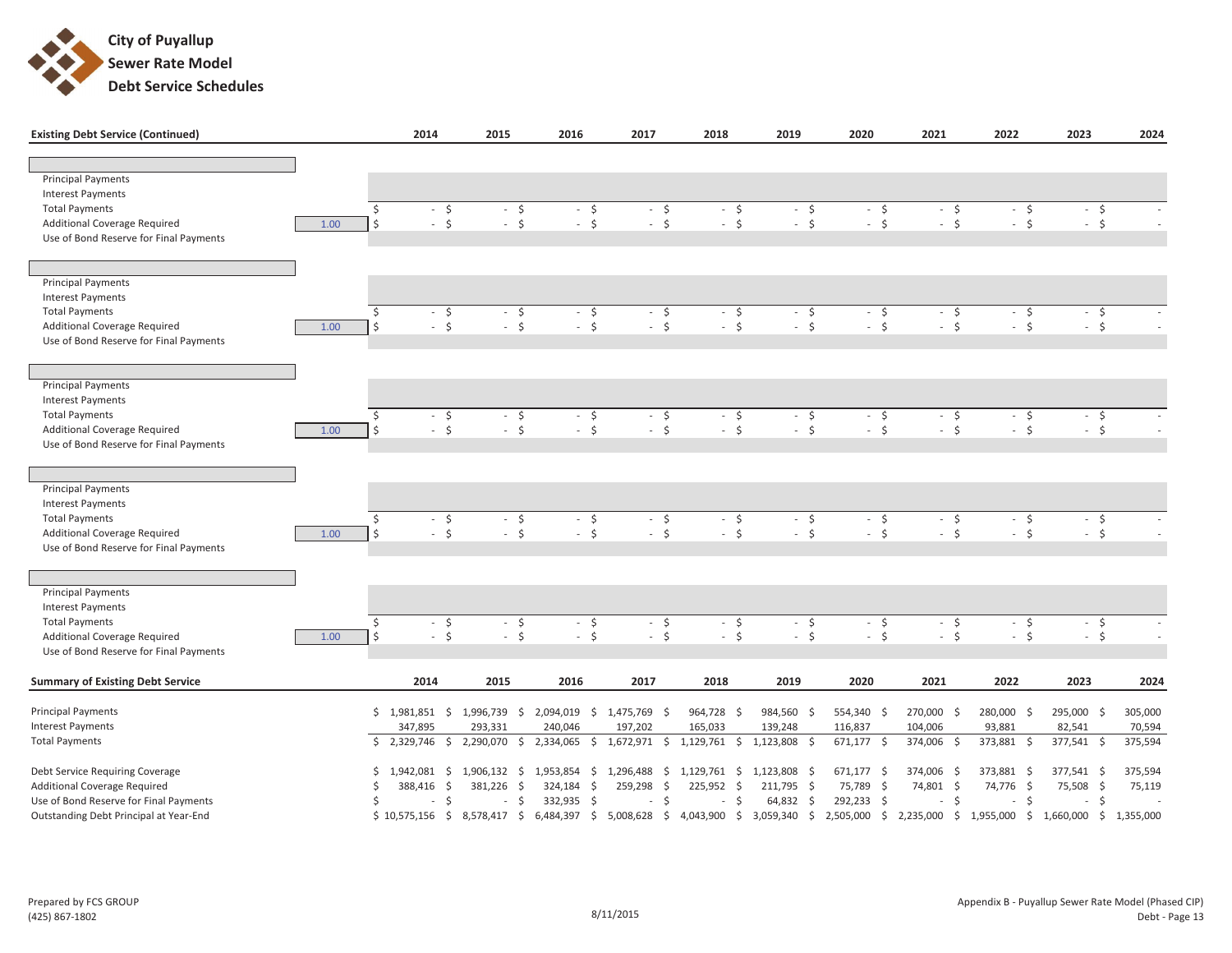# City of Puyallup
## Sewer Rate Model
## Debt Service Schedules

| Existing Debt Service (Continued) | | 2014 | 2015 | 2016 | 2017 | 2018 | 2019 | 2020 | 2021 | 2022 | 2023 | 2024 |
|---|---|---|---|---|---|---|---|---|---|---|---|---|
| | | | | | | | | | | | | |
| Principal Payments | | | | | | | | | | | | |
| Interest Payments | | | | | | | | | | | | |
| Total Payments | | $ - | $ - | $ - | $ - | $ - | $ - | $ - | $ - | $ - | $ - | $ - |
| Additional Coverage Required | 1.00 | $ - | $ - | $ - | $ - | $ - | $ - | $ - | $ - | $ - | $ - | $ - |
| Use of Bond Reserve for Final Payments | | | | | | | | | | | | |
| | | | | | | | | | | | | |
| Principal Payments | | | | | | | | | | | | |
| Interest Payments | | | | | | | | | | | | |
| Total Payments | | $ - | $ - | $ - | $ - | $ - | $ - | $ - | $ - | $ - | $ - | $ - |
| Additional Coverage Required | 1.00 | $ - | $ - | $ - | $ - | $ - | $ - | $ - | $ - | $ - | $ - | $ - |
| Use of Bond Reserve for Final Payments | | | | | | | | | | | | |
| | | | | | | | | | | | | |
| Principal Payments | | | | | | | | | | | | |
| Interest Payments | | | | | | | | | | | | |
| Total Payments | | $ - | $ - | $ - | $ - | $ - | $ - | $ - | $ - | $ - | $ - | $ - |
| Additional Coverage Required | 1.00 | $ - | $ - | $ - | $ - | $ - | $ - | $ - | $ - | $ - | $ - | $ - |
| Use of Bond Reserve for Final Payments | | | | | | | | | | | | |
| | | | | | | | | | | | | |
| Principal Payments | | | | | | | | | | | | |
| Interest Payments | | | | | | | | | | | | |
| Total Payments | | $ - | $ - | $ - | $ - | $ - | $ - | $ - | $ - | $ - | $ - | $ - |
| Additional Coverage Required | 1.00 | $ - | $ - | $ - | $ - | $ - | $ - | $ - | $ - | $ - | $ - | $ - |
| Use of Bond Reserve for Final Payments | | | | | | | | | | | | |
| | | | | | | | | | | | | |
| Principal Payments | | | | | | | | | | | | |
| Interest Payments | | | | | | | | | | | | |
| Total Payments | | $ - | $ - | $ - | $ - | $ - | $ - | $ - | $ - | $ - | $ - | $ - |
| Additional Coverage Required | 1.00 | $ - | $ - | $ - | $ - | $ - | $ - | $ - | $ - | $ - | $ - | $ - |
| Use of Bond Reserve for Final Payments | | | | | | | | | | | | |

| Summary of Existing Debt Service | 2014 | 2015 | 2016 | 2017 | 2018 | 2019 | 2020 | 2021 | 2022 | 2023 | 2024 |
|---|---|---|---|---|---|---|---|---|---|---|---|
| Principal Payments | $ 1,981,851 | $ 1,996,739 | $ 2,094,019 | $ 1,475,769 | $ 964,728 | $ 984,560 | $ 554,340 | $ 270,000 | $ 280,000 | $ 295,000 | $ 305,000 |
| Interest Payments | 347,895 | 293,331 | 240,046 | 197,202 | 165,033 | 139,248 | 116,837 | 104,006 | 93,881 | 82,541 | 70,594 |
| Total Payments | $ 2,329,746 | $ 2,290,070 | $ 2,334,065 | $ 1,672,971 | $ 1,129,761 | $ 1,123,808 | $ 671,177 | $ 374,006 | $ 373,881 | $ 377,541 | $ 375,594 |
| Debt Service Requiring Coverage | $ 1,942,081 | $ 1,906,132 | $ 1,953,854 | $ 1,296,488 | $ 1,129,761 | $ 1,123,808 | $ 671,177 | $ 374,006 | $ 373,881 | $ 377,541 | $ 375,594 |
| Additional Coverage Required | $ 388,416 | $ 381,226 | $ 324,184 | $ 259,298 | $ 225,952 | $ 211,795 | $ 75,789 | $ 74,801 | $ 74,776 | $ 75,508 | $ 75,119 |
| Use of Bond Reserve for Final Payments | $ - | $ - | $ 332,935 | $ - | $ - | $ 64,832 | $ 292,233 | $ - | $ - | $ - | $ - |
| Outstanding Debt Principal at Year-End | $ 10,575,156 | $ 8,578,417 | $ 6,484,397 | $ 5,008,628 | $ 4,043,900 | $ 3,059,340 | $ 2,505,000 | $ 2,235,000 | $ 1,955,000 | $ 1,660,000 | $ 1,355,000 |

Prepared by FCS GROUP
(425) 867-1802

8/11/2015

Appendix B - Puyallup Sewer Rate Model (Phased CIP)
Debt - Page 13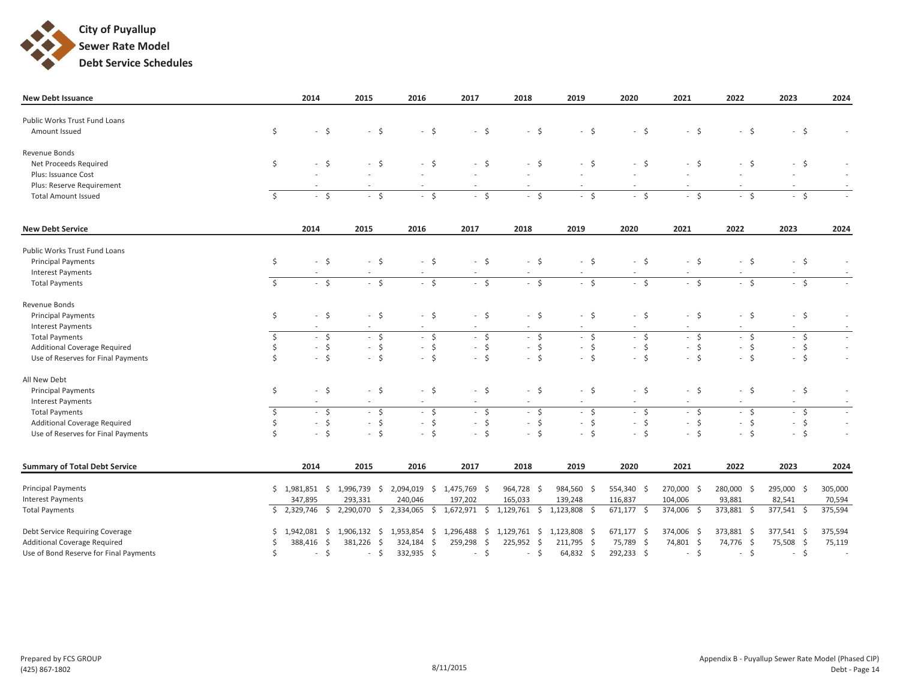# City of Puyallup
## Sewer Rate Model
## Debt Service Schedules

| New Debt Issuance | 2014 | 2015 | 2016 | 2017 | 2018 | 2019 | 2020 | 2021 | 2022 | 2023 | 2024 |
|---|---|---|---|---|---|---|---|---|---|---|---|
| Public Works Trust Fund Loans | | | | | | | | | | | |
| Amount Issued | $ - | $ - | $ - | $ - | $ - | $ - | $ - | $ - | $ - | $ - | $ - |
| Revenue Bonds | | | | | | | | | | | |
| Net Proceeds Required | $ - | $ - | $ - | $ - | $ - | $ - | $ - | $ - | $ - | $ - | $ - |
| Plus: Issuance Cost | - | - | - | - | - | - | - | - | - | - | - |
| Plus: Reserve Requirement | - | - | - | - | - | - | - | - | - | - | - |
| Total Amount Issued | $ - | $ - | $ - | $ - | $ - | $ - | $ - | $ - | $ - | $ - | $ - |

| New Debt Service | 2014 | 2015 | 2016 | 2017 | 2018 | 2019 | 2020 | 2021 | 2022 | 2023 | 2024 |
|---|---|---|---|---|---|---|---|---|---|---|---|
| Public Works Trust Fund Loans | | | | | | | | | | | |
| Principal Payments | $ - | $ - | $ - | $ - | $ - | $ - | $ - | $ - | $ - | $ - | $ - |
| Interest Payments | - | - | - | - | - | - | - | - | - | - | - |
| Total Payments | $ - | $ - | $ - | $ - | $ - | $ - | $ - | $ - | $ - | $ - | $ - |
| Revenue Bonds | | | | | | | | | | | |
| Principal Payments | $ - | $ - | $ - | $ - | $ - | $ - | $ - | $ - | $ - | $ - | $ - |
| Interest Payments | - | - | - | - | - | - | - | - | - | - | - |
| Total Payments | $ - | $ - | $ - | $ - | $ - | $ - | $ - | $ - | $ - | $ - | $ - |
| Additional Coverage Required | $ - | $ - | $ - | $ - | $ - | $ - | $ - | $ - | $ - | $ - | $ - |
| Use of Reserves for Final Payments | $ - | $ - | $ - | $ - | $ - | $ - | $ - | $ - | $ - | $ - | $ - |
| All New Debt | | | | | | | | | | | |
| Principal Payments | $ - | $ - | $ - | $ - | $ - | $ - | $ - | $ - | $ - | $ - | $ - |
| Interest Payments | - | - | - | - | - | - | - | - | - | - | - |
| Total Payments | $ - | $ - | $ - | $ - | $ - | $ - | $ - | $ - | $ - | $ - | $ - |
| Additional Coverage Required | $ - | $ - | $ - | $ - | $ - | $ - | $ - | $ - | $ - | $ - | $ - |
| Use of Reserves for Final Payments | $ - | $ - | $ - | $ - | $ - | $ - | $ - | $ - | $ - | $ - | $ - |

| Summary of Total Debt Service | 2014 | 2015 | 2016 | 2017 | 2018 | 2019 | 2020 | 2021 | 2022 | 2023 | 2024 |
|---|---|---|---|---|---|---|---|---|---|---|---|
| Principal Payments | $ 1,981,851 | $ 1,996,739 | $ 2,094,019 | $ 1,475,769 | $ 964,728 | $ 984,560 | $ 554,340 | $ 270,000 | $ 280,000 | $ 295,000 | $ 305,000 |
| Interest Payments | 347,895 | 293,331 | 240,046 | 197,202 | 165,033 | 139,248 | 116,837 | 104,006 | 93,881 | 82,541 | 70,594 |
| Total Payments | $ 2,329,746 | $ 2,290,070 | $ 2,334,065 | $ 1,672,971 | $ 1,129,761 | $ 1,123,808 | $ 671,177 | $ 374,006 | $ 373,881 | $ 377,541 | $ 375,594 |
| Debt Service Requiring Coverage | $ 1,942,081 | $ 1,906,132 | $ 1,953,854 | $ 1,296,488 | $ 1,129,761 | $ 1,123,808 | $ 671,177 | $ 374,006 | $ 373,881 | $ 377,541 | $ 375,594 |
| Additional Coverage Required | $ 388,416 | $ 381,226 | $ 324,184 | $ 259,298 | $ 225,952 | $ 211,795 | $ 75,789 | $ 74,801 | $ 74,776 | $ 75,508 | $ 75,119 |
| Use of Bond Reserve for Final Payments | $ - | $ - | $ 332,935 | $ - | $ - | $ 64,832 | $ 292,233 | $ - | $ - | $ - | $ - |

Prepared by FCS GROUP
(425) 867-1802

8/11/2015

Appendix B - Puyallup Sewer Rate Model (Phased CIP)
Debt - Page 14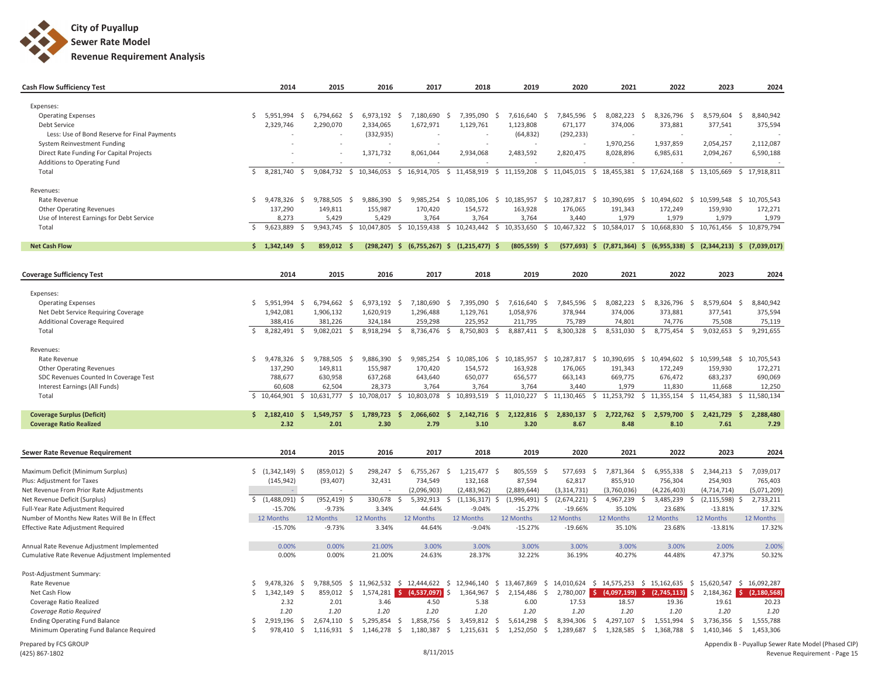# City of Puyallup
## Sewer Rate Model
## Revenue Requirement Analysis

| Cash Flow Sufficiency Test | 2014 | 2015 | 2016 | 2017 | 2018 | 2019 | 2020 | 2021 | 2022 | 2023 | 2024 |
|---|---|---|---|---|---|---|---|---|---|---|---|
| Expenses: | | | | | | | | | | | |
| Operating Expenses | $ 5,951,994 | $ 6,794,662 | $ 6,973,192 | $ 7,180,690 | $ 7,395,090 | $ 7,616,640 | $ 7,845,596 | $ 8,082,223 | $ 8,326,796 | $ 8,579,604 | $ 8,840,942 |
| Debt Service | 2,329,746 | 2,290,070 | 2,334,065 | 1,672,971 | 1,129,761 | 1,123,808 | 671,177 | 374,006 | 373,881 | 377,541 | 375,594 |
| Less: Use of Bond Reserve for Final Payments | - | - | (332,935) | - | - | (64,832) | (292,233) | - | - | - | - |
| System Reinvestment Funding | - | - | - | - | - | - | - | 1,970,256 | 1,937,859 | 2,054,257 | 2,112,087 |
| Direct Rate Funding For Capital Projects | - | - | 1,371,732 | 8,061,044 | 2,934,068 | 2,483,592 | 2,820,475 | 8,028,896 | 6,985,631 | 2,094,267 | 6,590,188 |
| Additions to Operating Fund | - | - | - | - | - | - | - | - | - | - | - |
| Total | $ 8,281,740 | $ 9,084,732 | $ 10,346,053 | $ 16,914,705 | $ 11,458,919 | $ 11,159,208 | $ 11,045,015 | $ 18,455,381 | $ 17,624,168 | $ 13,105,669 | $ 17,918,811 |
| Revenues: | | | | | | | | | | | |
| Rate Revenue | $ 9,478,326 | $ 9,788,505 | $ 9,886,390 | $ 9,985,254 | $ 10,085,106 | $ 10,185,957 | $ 10,287,817 | $ 10,390,695 | $ 10,494,602 | $ 10,599,548 | $ 10,705,543 |
| Other Operating Revenues | 137,290 | 149,811 | 155,987 | 170,420 | 154,572 | 163,928 | 176,065 | 191,343 | 172,249 | 159,930 | 172,271 |
| Use of Interest Earnings for Debt Service | 8,273 | 5,429 | 5,429 | 3,764 | 3,764 | 3,764 | 3,440 | 1,979 | 1,979 | 1,979 | 1,979 |
| Total | $ 9,623,889 | $ 9,943,745 | $ 10,047,805 | $ 10,159,438 | $ 10,243,442 | $ 10,353,650 | $ 10,467,322 | $ 10,584,017 | $ 10,668,830 | $ 10,761,456 | $ 10,879,794 |
| **Net Cash Flow** | **$ 1,342,149** | **$ 859,012** | **$ (298,247)** | **$ (6,755,267)** | **$ (1,215,477)** | **$ (805,559)** | **$ (577,693)** | **$ (7,871,364)** | **$ (6,955,338)** | **$ (2,344,213)** | **$ (7,039,017)** |

| Coverage Sufficiency Test | 2014 | 2015 | 2016 | 2017 | 2018 | 2019 | 2020 | 2021 | 2022 | 2023 | 2024 |
|---|---|---|---|---|---|---|---|---|---|---|---|
| Expenses: | | | | | | | | | | | |
| Operating Expenses | $ 5,951,994 | $ 6,794,662 | $ 6,973,192 | $ 7,180,690 | $ 7,395,090 | $ 7,616,640 | $ 7,845,596 | $ 8,082,223 | $ 8,326,796 | $ 8,579,604 | $ 8,840,942 |
| Net Debt Service Requiring Coverage | 1,942,081 | 1,906,132 | 1,620,919 | 1,296,488 | 1,129,761 | 1,058,976 | 378,944 | 374,006 | 373,881 | 377,541 | 375,594 |
| Additional Coverage Required | 388,416 | 381,226 | 324,184 | 259,298 | 225,952 | 211,795 | 75,789 | 74,801 | 74,776 | 75,508 | 75,119 |
| Total | $ 8,282,491 | $ 9,082,021 | $ 8,918,294 | $ 8,736,476 | $ 8,750,803 | $ 8,887,411 | $ 8,300,328 | $ 8,531,030 | $ 8,775,454 | $ 9,032,653 | $ 9,291,655 |
| Revenues: | | | | | | | | | | | |
| Rate Revenue | $ 9,478,326 | $ 9,788,505 | $ 9,886,390 | $ 9,985,254 | $ 10,085,106 | $ 10,185,957 | $ 10,287,817 | $ 10,390,695 | $ 10,494,602 | $ 10,599,548 | $ 10,705,543 |
| Other Operating Revenues | 137,290 | 149,811 | 155,987 | 170,420 | 154,572 | 163,928 | 176,065 | 191,343 | 172,249 | 159,930 | 172,271 |
| SDC Revenues Counted In Coverage Test | 788,677 | 630,958 | 637,268 | 643,640 | 650,077 | 656,577 | 663,143 | 669,775 | 676,472 | 683,237 | 690,069 |
| Interest Earnings (All Funds) | 60,608 | 62,504 | 28,373 | 3,764 | 3,764 | 3,764 | 3,440 | 1,979 | 11,830 | 11,668 | 12,250 |
| Total | $ 10,464,901 | $ 10,631,777 | $ 10,708,017 | $ 10,803,078 | $ 10,893,519 | $ 11,010,227 | $ 11,130,465 | $ 11,253,792 | $ 11,355,154 | $ 11,454,383 | $ 11,580,134 |
| **Coverage Surplus (Deficit)** | **$ 2,182,410** | **$ 1,549,757** | **$ 1,789,723** | **$ 2,066,602** | **$ 2,142,716** | **$ 2,122,816** | **$ 2,830,137** | **$ 2,722,762** | **$ 2,579,700** | **$ 2,421,729** | **$ 2,288,480** |
| **Coverage Ratio Realized** | **2.32** | **2.01** | **2.30** | **2.79** | **3.10** | **3.20** | **8.67** | **8.48** | **8.10** | **7.61** | **7.29** |

| Sewer Rate Revenue Requirement | 2014 | 2015 | 2016 | 2017 | 2018 | 2019 | 2020 | 2021 | 2022 | 2023 | 2024 |
|---|---|---|---|---|---|---|---|---|---|---|---|
| Maximum Deficit (Minimum Surplus) | $ (1,342,149) | $ (859,012) | $ 298,247 | $ 6,755,267 | $ 1,215,477 | $ 805,559 | $ 577,693 | $ 7,871,364 | $ 6,955,338 | $ 2,344,213 | $ 7,039,017 |
| Plus: Adjustment for Taxes | (145,942) | (93,407) | 32,431 | 734,549 | 132,168 | 87,594 | 62,817 | 855,910 | 756,304 | 254,903 | 765,403 |
| Net Revenue From Prior Rate Adjustments | - | - | - | (2,096,903) | (2,483,962) | (2,889,644) | (3,314,731) | (3,760,036) | (4,226,403) | (4,714,714) | (5,071,209) |
| Net Revenue Deficit (Surplus) | $ (1,488,091) | $ (952,419) | $ 330,678 | $ 5,392,913 | $ (1,136,317) | $ (1,996,491) | $ (2,674,221) | $ 4,967,239 | $ 3,485,239 | $ (2,115,598) | $ 2,733,211 |
| Full-Year Rate Adjustment Required | -15.70% | -9.73% | 3.34% | 44.64% | -9.04% | -15.27% | -19.66% | 35.10% | 23.68% | -13.81% | 17.32% |
| Number of Months New Rates Will Be In Effect | 12 Months | 12 Months | 12 Months | 12 Months | 12 Months | 12 Months | 12 Months | 12 Months | 12 Months | 12 Months | 12 Months |
| Effective Rate Adjustment Required | -15.70% | -9.73% | 3.34% | 44.64% | -9.04% | -15.27% | -19.66% | 35.10% | 23.68% | -13.81% | 17.32% |
| Annual Rate Revenue Adjustment Implemented | 0.00% | 0.00% | 21.00% | 3.00% | 3.00% | 3.00% | 3.00% | 3.00% | 3.00% | 2.00% | 2.00% |
| Cumulative Rate Revenue Adjustment Implemented | 0.00% | 0.00% | 21.00% | 24.63% | 28.37% | 32.22% | 36.19% | 40.27% | 44.48% | 47.37% | 50.32% |
| Post-Adjustment Summary: | | | | | | | | | | | |
| Rate Revenue | $ 9,478,326 | $ 9,788,505 | $ 11,962,532 | $ 12,444,622 | $ 12,946,140 | $ 13,467,869 | $ 14,010,624 | $ 14,575,253 | $ 15,162,635 | $ 15,620,547 | $ 16,092,287 |
| Net Cash Flow | $ 1,342,149 | $ 859,012 | $ 1,574,281 | $ (4,537,097) | $ 1,364,967 | $ 2,154,486 | $ 2,780,007 | $ (4,097,199) | $ (2,745,113) | $ 2,184,362 | $ (2,180,568) |
| Coverage Ratio Realized | 2.32 | 2.01 | 3.46 | 4.50 | 5.38 | 6.00 | 17.53 | 18.57 | 19.36 | 19.61 | 20.23 |
| *Coverage Ratio Required* | *1.20* | *1.20* | *1.20* | *1.20* | *1.20* | *1.20* | *1.20* | *1.20* | *1.20* | *1.20* | *1.20* |
| Ending Operating Fund Balance | $ 2,919,196 | $ 2,674,110 | $ 5,295,854 | $ 1,858,756 | $ 3,459,812 | $ 5,614,298 | $ 8,394,306 | $ 4,297,107 | $ 1,551,994 | $ 3,736,356 | $ 1,555,788 |
| Minimum Operating Fund Balance Required | $ 978,410 | $ 1,116,931 | $ 1,146,278 | $ 1,180,387 | $ 1,215,631 | $ 1,252,050 | $ 1,289,687 | $ 1,328,585 | $ 1,368,788 | $ 1,410,346 | $ 1,453,306 |

Prepared by FCS GROUP
(425) 867-1802

8/11/2015

Appendix B - Puyallup Sewer Rate Model (Phased CIP)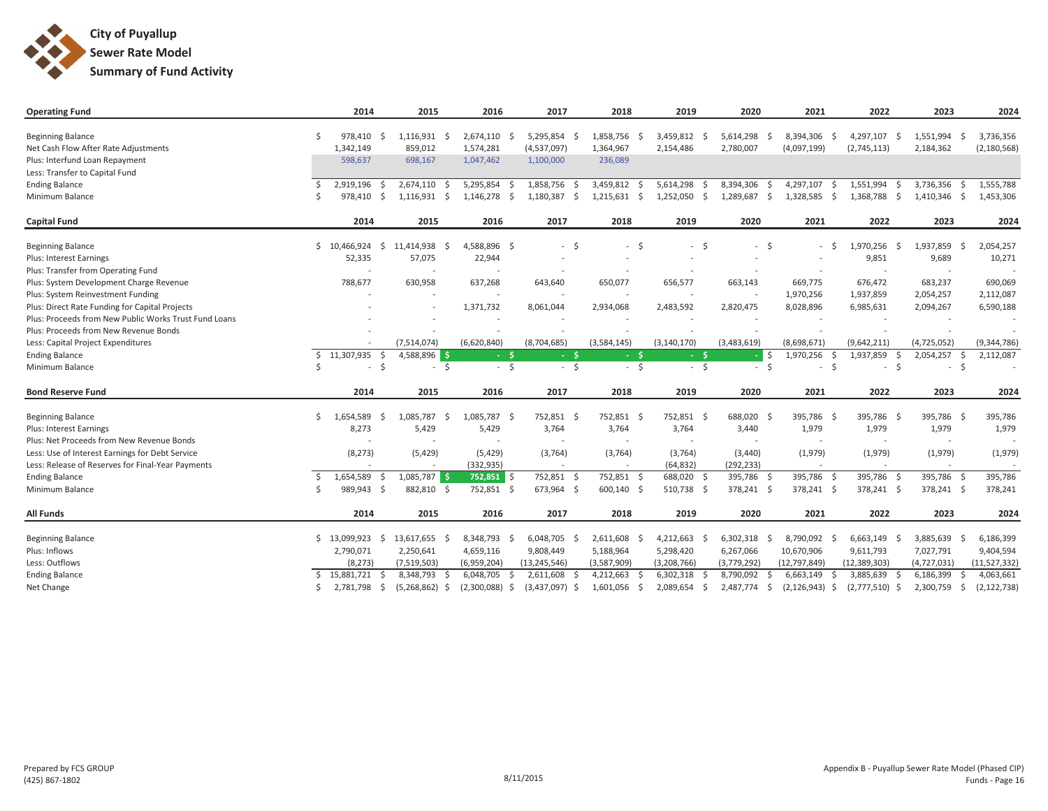# City of Puyallup
## Sewer Rate Model
## Summary of Fund Activity

| Operating Fund | 2014 | 2015 | 2016 | 2017 | 2018 | 2019 | 2020 | 2021 | 2022 | 2023 | 2024 |
|---|---|---|---|---|---|---|---|---|---|---|---|
| Beginning Balance | $ 978,410 | $ 1,116,931 | $ 2,674,110 | $ 5,295,854 | $ 1,858,756 | $ 3,459,812 | $ 5,614,298 | $ 8,394,306 | $ 4,297,107 | $ 1,551,994 | $ 3,736,356 |
| Net Cash Flow After Rate Adjustments | 1,342,149 | 859,012 | 1,574,281 | (4,537,097) | 1,364,967 | 2,154,486 | 2,780,007 | (4,097,199) | (2,745,113) | 2,184,362 | (2,180,568) |
| Plus: Interfund Loan Repayment | 598,637 | 698,167 | 1,047,462 | 1,100,000 | 236,089 | | | | | | |
| Less: Transfer to Capital Fund | | | | | | | | | | | |
| Ending Balance | $ 2,919,196 | $ 2,674,110 | $ 5,295,854 | $ 1,858,756 | $ 3,459,812 | $ 5,614,298 | $ 8,394,306 | $ 4,297,107 | $ 1,551,994 | $ 3,736,356 | $ 1,555,788 |
| Minimum Balance | $ 978,410 | $ 1,116,931 | $ 1,146,278 | $ 1,180,387 | $ 1,215,631 | $ 1,252,050 | $ 1,289,687 | $ 1,328,585 | $ 1,368,788 | $ 1,410,346 | $ 1,453,306 |

| Capital Fund | 2014 | 2015 | 2016 | 2017 | 2018 | 2019 | 2020 | 2021 | 2022 | 2023 | 2024 |
|---|---|---|---|---|---|---|---|---|---|---|---|
| Beginning Balance | $ 10,466,924 | $ 11,414,938 | $ 4,588,896 | $ - | $ - | $ - | $ - | $ - | $ 1,970,256 | $ 1,937,859 | $ 2,054,257 |
| Plus: Interest Earnings | 52,335 | 57,075 | 22,944 | - | - | - | - | - | 9,851 | 9,689 | 10,271 |
| Plus: Transfer from Operating Fund | - | - | - | - | - | - | - | - | - | - | - |
| Plus: System Development Charge Revenue | 788,677 | 630,958 | 637,268 | 643,640 | 650,077 | 656,577 | 663,143 | 669,775 | 676,472 | 683,237 | 690,069 |
| Plus: System Reinvestment Funding | - | - | - | - | - | - | - | 1,970,256 | 1,937,859 | 2,054,257 | 2,112,087 |
| Plus: Direct Rate Funding for Capital Projects | - | - | 1,371,732 | 8,061,044 | 2,934,068 | 2,483,592 | 2,820,475 | 8,028,896 | 6,985,631 | 2,094,267 | 6,590,188 |
| Plus: Proceeds from New Public Works Trust Fund Loans | - | - | - | - | - | - | - | - | - | - | - |
| Plus: Proceeds from New Revenue Bonds | - | - | - | - | - | - | - | - | - | - | - |
| Less: Capital Project Expenditures | - | (7,514,074) | (6,620,840) | (8,704,685) | (3,584,145) | (3,140,170) | (3,483,619) | (8,698,671) | (9,642,211) | (4,725,052) | (9,344,786) |
| Ending Balance | $ 11,307,935 | $ 4,588,896 | $ - | $ - | $ - | $ - | $ - | $ 1,970,256 | $ 1,937,859 | $ 2,054,257 | $ 2,112,087 |
| Minimum Balance | $ - | $ - | $ - | $ - | $ - | $ - | $ - | $ - | $ - | $ - | $ - |

| Bond Reserve Fund | 2014 | 2015 | 2016 | 2017 | 2018 | 2019 | 2020 | 2021 | 2022 | 2023 | 2024 |
|---|---|---|---|---|---|---|---|---|---|---|---|
| Beginning Balance | $ 1,654,589 | $ 1,085,787 | $ 1,085,787 | $ 752,851 | $ 752,851 | $ 752,851 | $ 688,020 | $ 395,786 | $ 395,786 | $ 395,786 | $ 395,786 |
| Plus: Interest Earnings | 8,273 | 5,429 | 5,429 | 3,764 | 3,764 | 3,764 | 3,440 | 1,979 | 1,979 | 1,979 | 1,979 |
| Plus: Net Proceeds from New Revenue Bonds | - | - | - | - | - | - | - | - | - | - | - |
| Less: Use of Interest Earnings for Debt Service | (8,273) | (5,429) | (5,429) | (3,764) | (3,764) | (3,764) | (3,440) | (1,979) | (1,979) | (1,979) | (1,979) |
| Less: Release of Reserves for Final-Year Payments | - | - | (332,935) | - | - | (64,832) | (292,233) | - | - | - | - |
| Ending Balance | $ 1,654,589 | $ 1,085,787 | $ 752,851 | $ 752,851 | $ 752,851 | $ 688,020 | $ 395,786 | $ 395,786 | $ 395,786 | $ 395,786 | $ 395,786 |
| Minimum Balance | $ 989,943 | $ 882,810 | $ 752,851 | $ 673,964 | $ 600,140 | $ 510,738 | $ 378,241 | $ 378,241 | $ 378,241 | $ 378,241 | $ 378,241 |

| All Funds | 2014 | 2015 | 2016 | 2017 | 2018 | 2019 | 2020 | 2021 | 2022 | 2023 | 2024 |
|---|---|---|---|---|---|---|---|---|---|---|---|
| Beginning Balance | $ 13,099,923 | $ 13,617,655 | $ 8,348,793 | $ 6,048,705 | $ 2,611,608 | $ 4,212,663 | $ 6,302,318 | $ 8,790,092 | $ 6,663,149 | $ 3,885,639 | $ 6,186,399 |
| Plus: Inflows | 2,790,071 | 2,250,641 | 4,659,116 | 9,808,449 | 5,188,964 | 5,298,420 | 6,267,066 | 10,670,906 | 9,611,793 | 7,027,791 | 9,404,594 |
| Less: Outflows | (8,273) | (7,519,503) | (6,959,204) | (13,245,546) | (3,587,909) | (3,208,766) | (3,779,292) | (12,797,849) | (12,389,303) | (4,727,031) | (11,527,332) |
| Ending Balance | $ 15,881,721 | $ 8,348,793 | $ 6,048,705 | $ 2,611,608 | $ 4,212,663 | $ 6,302,318 | $ 8,790,092 | $ 6,663,149 | $ 3,885,639 | $ 6,186,399 | $ 4,063,661 |
| Net Change | $ 2,781,798 | $ (5,268,862) | $ (2,300,088) | $ (3,437,097) | $ 1,601,056 | $ 2,089,654 | $ 2,487,774 | $ (2,126,943) | $ (2,777,510) | $ 2,300,759 | $ (2,122,738) |

Prepared by FCS GROUP
(425) 867-1802

8/11/2015

Appendix B - Puyallup Sewer Rate Model (Phased CIP)
Funds - Page 16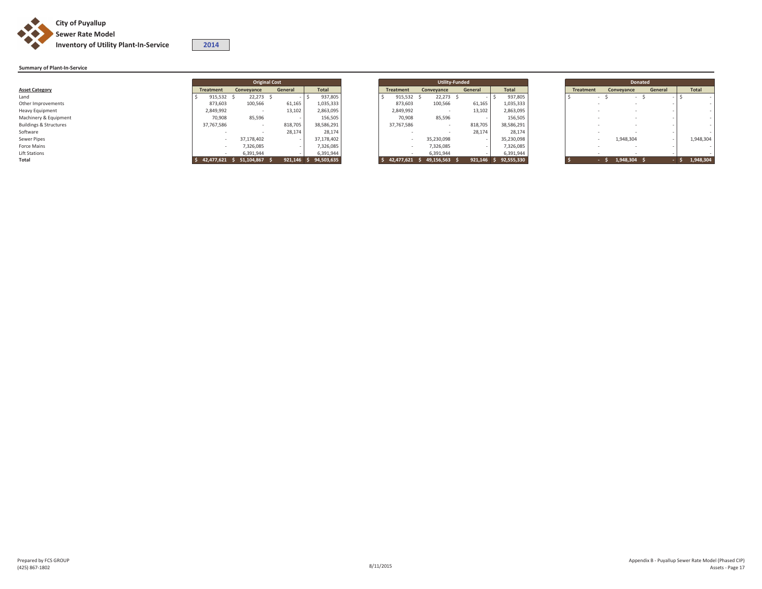# City of Puyallup
## Sewer Rate Model
## Inventory of Utility Plant-In-Service

**2014**

### Summary of Plant-In-Service

| Asset Category | Original Cost | | | | Utility-Funded | | | | Donated | | | |
|---|---|---|---|---|---|---|---|---|---|---|---|---|
| | Treatment | Conveyance | General | Total | Treatment | Conveyance | General | Total | Treatment | Conveyance | General | Total |
| Land | $ 915,532 | $ 22,273 | $ - | $ 937,805 | $ 915,532 | $ 22,273 | $ - | $ 937,805 | $ - | $ - | $ - | $ - |
| Other Improvements | 873,603 | 100,566 | 61,165 | 1,035,333 | 873,603 | 100,566 | 61,165 | 1,035,333 | - | - | - | - |
| Heavy Equipment | 2,849,992 | - | 13,102 | 2,863,095 | 2,849,992 | - | 13,102 | 2,863,095 | - | - | - | - |
| Machinery & Equipment | 70,908 | 85,596 | - | 156,505 | 70,908 | 85,596 | - | 156,505 | - | - | - | - |
| Buildings & Structures | 37,767,586 | - | 818,705 | 38,586,291 | 37,767,586 | - | 818,705 | 38,586,291 | - | - | - | - |
| Software | - | - | 28,174 | 28,174 | - | - | 28,174 | 28,174 | - | - | - | - |
| Sewer Pipes | - | 37,178,402 | - | 37,178,402 | - | 35,230,098 | - | 35,230,098 | - | 1,948,304 | - | 1,948,304 |
| Force Mains | - | 7,326,085 | - | 7,326,085 | - | 7,326,085 | - | 7,326,085 | - | - | - | - |
| Lift Stations | - | 6,391,944 | - | 6,391,944 | - | 6,391,944 | - | 6,391,944 | - | - | - | - |
| **Total** | **$ 42,477,621** | **$ 51,104,867** | **$ 921,146** | **$ 94,503,635** | **$ 42,477,621** | **$ 49,156,563** | **$ 921,146** | **$ 92,555,330** | **$ -** | **$ 1,948,304** | **$ -** | **$ 1,948,304** |

Prepared by FCS GROUP
(425) 867-1802

8/11/2015

Appendix B - Puyallup Sewer Rate Model (Phased CIP)
Assets - Page 17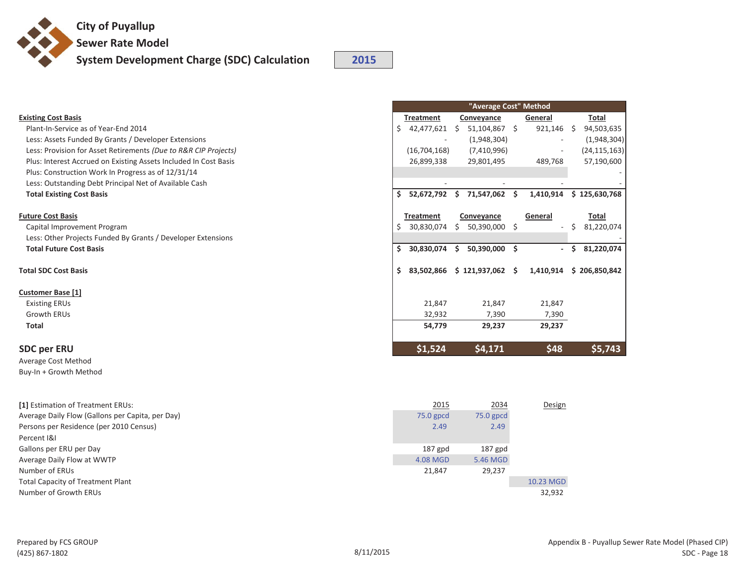# City of Puyallup
## Sewer Rate Model
## System Development Charge (SDC) Calculation

**2015**

| | "Average Cost" Method | | | |
|---|---|---|---|---|
| **Existing Cost Basis** | **Treatment** | **Conveyance** | **General** | **Total** |
| Plant-In-Service as of Year-End 2014 | $ 42,477,621 | $ 51,104,867 | $ 921,146 | $ 94,503,635 |
| Less: Assets Funded By Grants / Developer Extensions | - | (1,948,304) | - | (1,948,304) |
| Less: Provision for Asset Retirements *(Due to R&R CIP Projects)* | (16,704,168) | (7,410,996) | - | (24,115,163) |
| Plus: Interest Accrued on Existing Assets Included In Cost Basis | 26,899,338 | 29,801,495 | 489,768 | 57,190,600 |
| Plus: Construction Work In Progress as of 12/31/14 | | | | - |
| Less: Outstanding Debt Principal Net of Available Cash | - | - | - | - |
| **Total Existing Cost Basis** | **$ 52,672,792** | **$ 71,547,062** | **$ 1,410,914** | **$ 125,630,768** |
| | | | | |
| **Future Cost Basis** | **Treatment** | **Conveyance** | **General** | **Total** |
| Capital Improvement Program | $ 30,830,074 | $ 50,390,000 | $ - | $ 81,220,074 |
| Less: Other Projects Funded By Grants / Developer Extensions | | | | - |
| **Total Future Cost Basis** | **$ 30,830,074** | **$ 50,390,000** | **$ -** | **$ 81,220,074** |
| | | | | |
| **Total SDC Cost Basis** | **$ 83,502,866** | **$ 121,937,062** | **$ 1,410,914** | **$ 206,850,842** |
| | | | | |
| **Customer Base [1]** | | | | |
| Existing ERUs | 21,847 | 21,847 | 21,847 | |
| Growth ERUs | 32,932 | 7,390 | 7,390 | |
| **Total** | **54,779** | **29,237** | **29,237** | |
| | | | | |
| **SDC per ERU** | **$1,524** | **$4,171** | **$48** | **$5,743** |

Average Cost Method

Buy-In + Growth Method

| **[1]** Estimation of Treatment ERUs: | 2015 | 2034 | Design |
|---|---|---|---|
| Average Daily Flow (Gallons per Capita, per Day) | 75.0 gpcd | 75.0 gpcd | |
| Persons per Residence (per 2010 Census) | 2.49 | 2.49 | |
| Percent I&I | | | |
| Gallons per ERU per Day | 187 gpd | 187 gpd | |
| Average Daily Flow at WWTP | 4.08 MGD | 5.46 MGD | |
| Number of ERUs | 21,847 | 29,237 | |
| Total Capacity of Treatment Plant | | | 10.23 MGD |
| Number of Growth ERUs | | | 32,932 |

Prepared by FCS GROUP
(425) 867-1802

8/11/2015

Appendix B - Puyallup Sewer Rate Model (Phased CIP)
SDC - Page 18